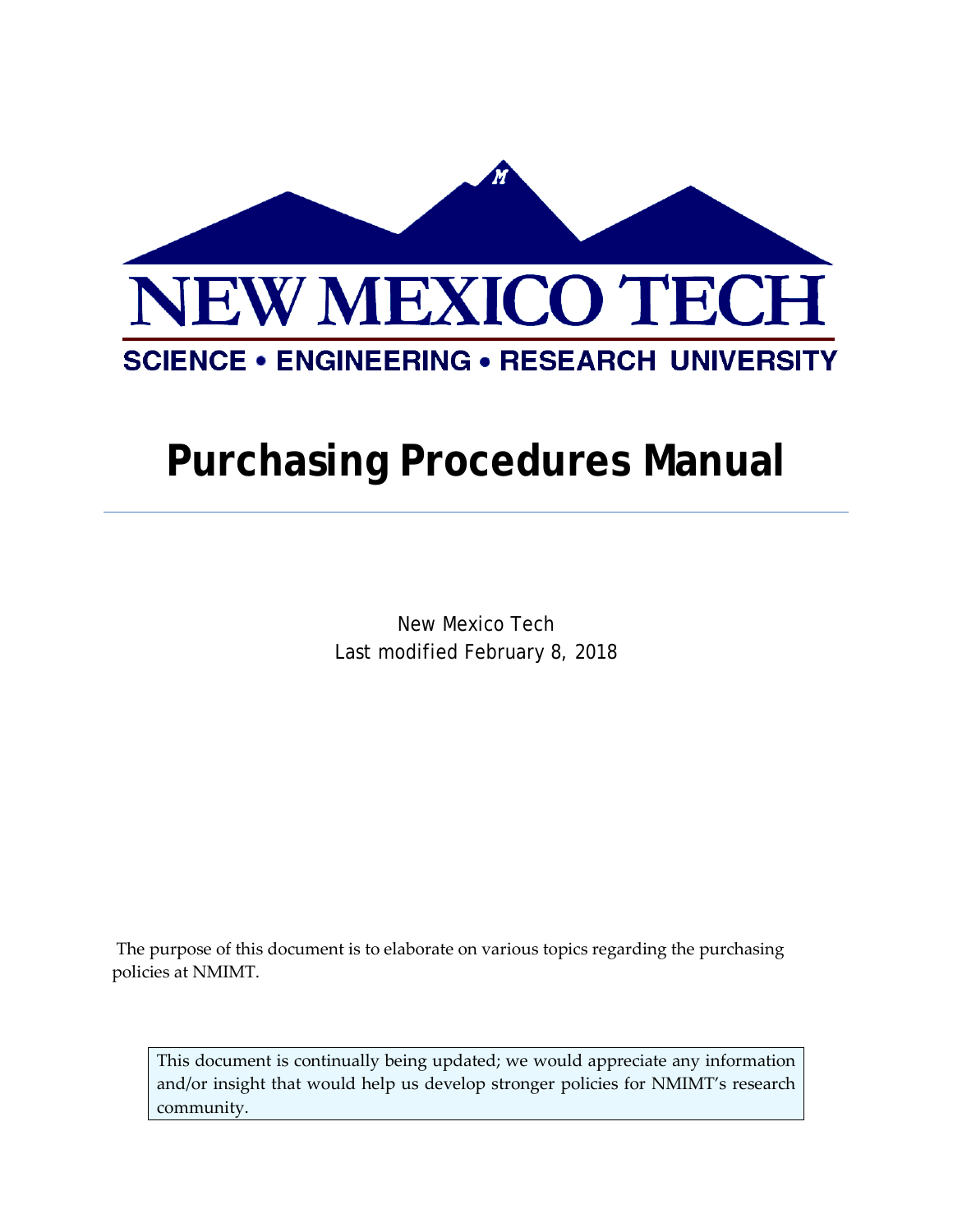NEW MEXICO TECH

SCIENCE • ENGINEERING • RESEARCH UNIVERSITY

# Purchasing Procedures Manual

---

New Mexico Tech
Last modified February 8, 2018

The purpose of this document is to elaborate on various topics regarding the purchasing policies at NMIMT.

> This document is continually being updated; we would appreciate any information and/or insight that would help us develop stronger policies for NMIMT's research community.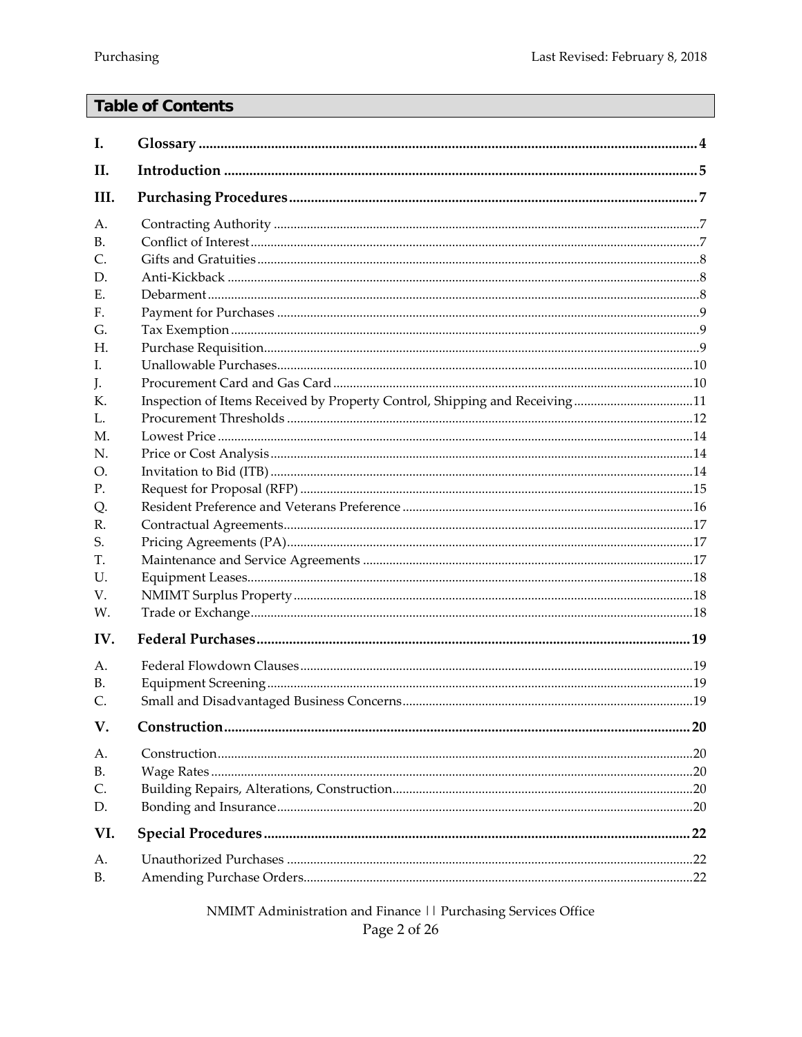## Table of Contents

| | | |
|---|---|---|
| **I.** | **Glossary** | **4** |
| **II.** | **Introduction** | **5** |
| **III.** | **Purchasing Procedures** | **7** |
| A. | Contracting Authority | 7 |
| B. | Conflict of Interest | 7 |
| C. | Gifts and Gratuities | 8 |
| D. | Anti-Kickback | 8 |
| E. | Debarment | 8 |
| F. | Payment for Purchases | 9 |
| G. | Tax Exemption | 9 |
| H. | Purchase Requisition | 9 |
| I. | Unallowable Purchases | 10 |
| J. | Procurement Card and Gas Card | 10 |
| K. | Inspection of Items Received by Property Control, Shipping and Receiving | 11 |
| L. | Procurement Thresholds | 12 |
| M. | Lowest Price | 14 |
| N. | Price or Cost Analysis | 14 |
| O. | Invitation to Bid (ITB) | 14 |
| P. | Request for Proposal (RFP) | 15 |
| Q. | Resident Preference and Veterans Preference | 16 |
| R. | Contractual Agreements | 17 |
| S. | Pricing Agreements (PA) | 17 |
| T. | Maintenance and Service Agreements | 17 |
| U. | Equipment Leases | 18 |
| V. | NMIMT Surplus Property | 18 |
| W. | Trade or Exchange | 18 |
| **IV.** | **Federal Purchases** | **19** |
| A. | Federal Flowdown Clauses | 19 |
| B. | Equipment Screening | 19 |
| C. | Small and Disadvantaged Business Concerns | 19 |
| **V.** | **Construction** | **20** |
| A. | Construction | 20 |
| B. | Wage Rates | 20 |
| C. | Building Repairs, Alterations, Construction | 20 |
| D. | Bonding and Insurance | 20 |
| **VI.** | **Special Procedures** | **22** |
| A. | Unauthorized Purchases | 22 |
| B. | Amending Purchase Orders | 22 |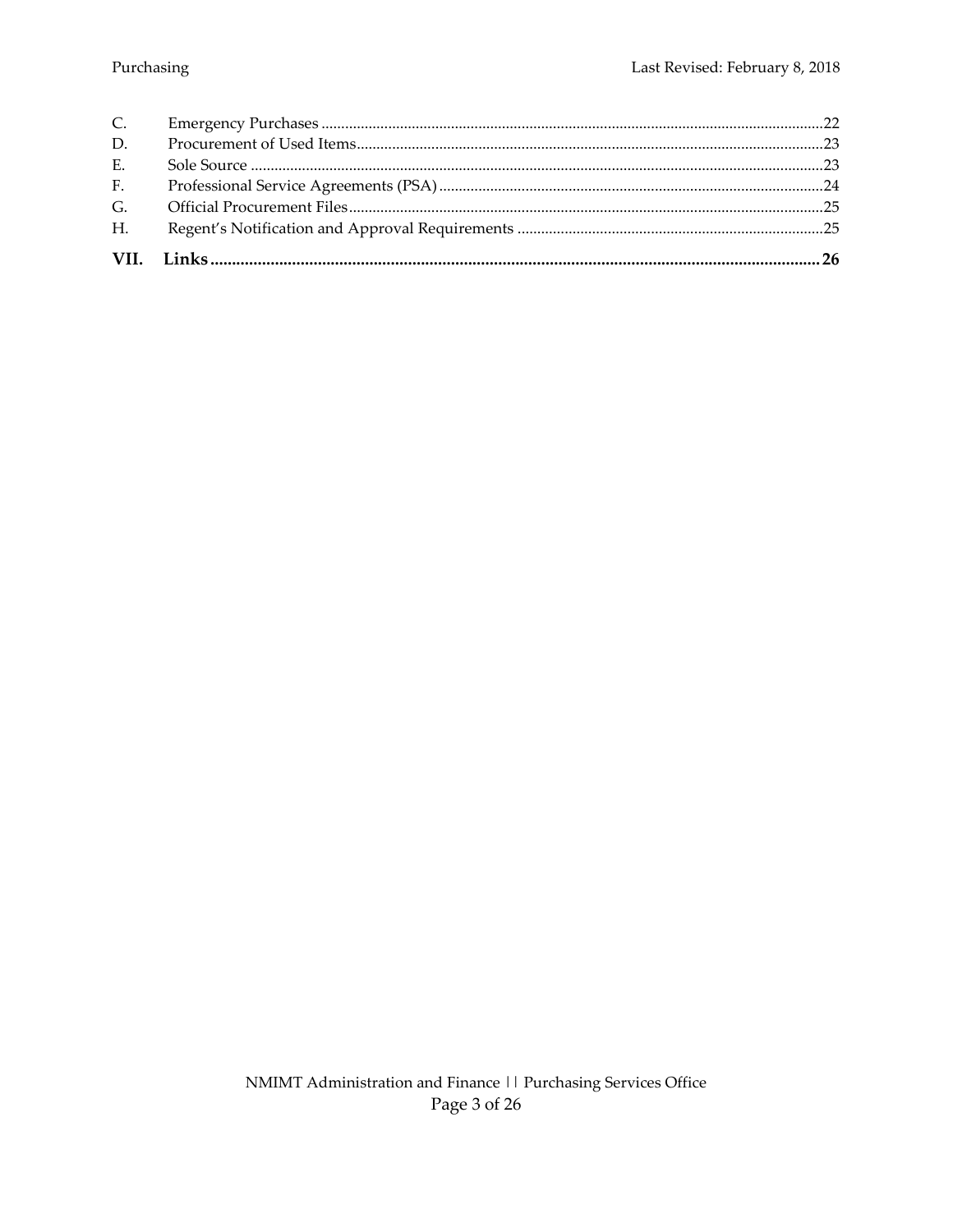| | | |
|---|---|---|
| C. | Emergency Purchases | 22 |
| D. | Procurement of Used Items | 23 |
| E. | Sole Source | 23 |
| F. | Professional Service Agreements (PSA) | 24 |
| G. | Official Procurement Files | 25 |
| H. | Regent's Notification and Approval Requirements | 25 |
| **VII.** | **Links** | **26** |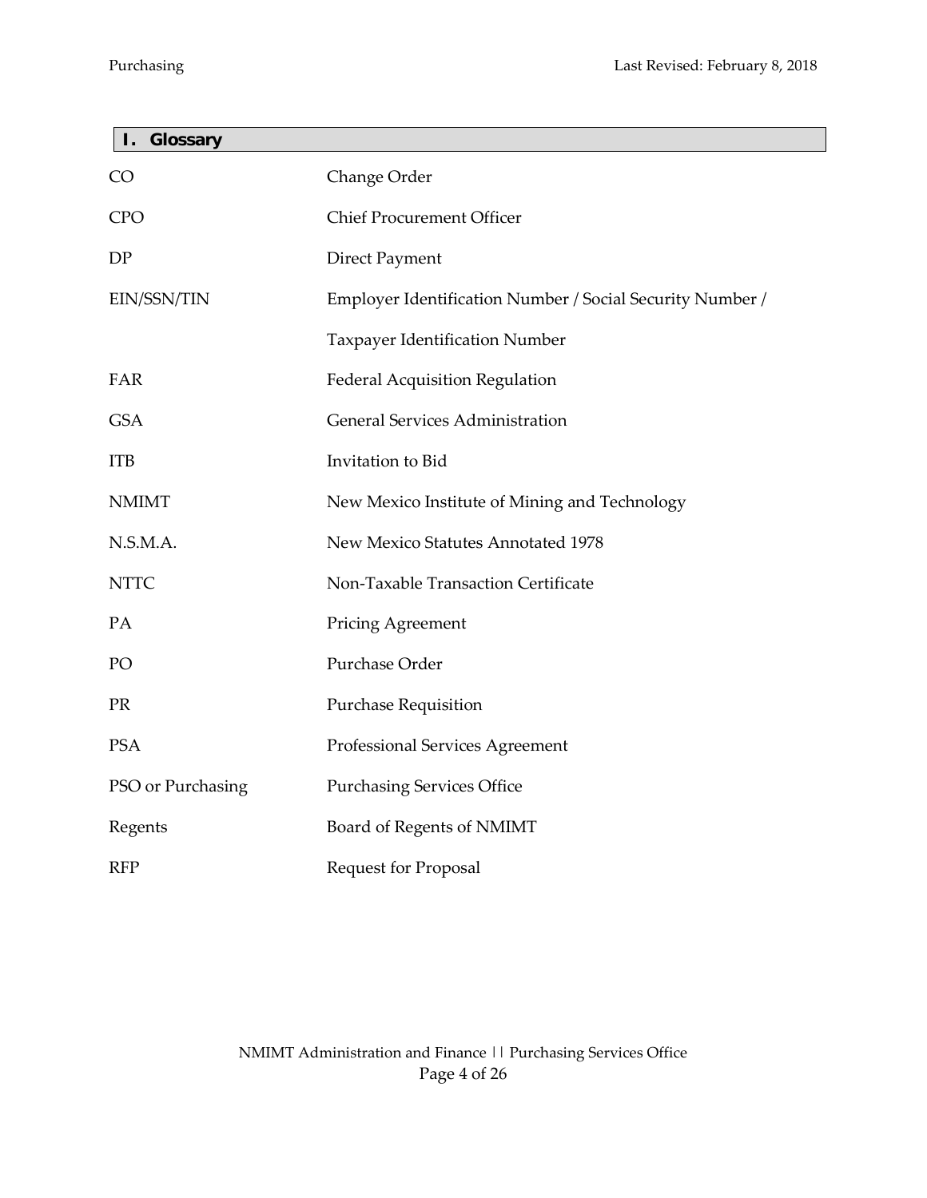## I. Glossary

| | |
|---|---|
| CO | Change Order |
| CPO | Chief Procurement Officer |
| DP | Direct Payment |
| EIN/SSN/TIN | Employer Identification Number / Social Security Number / Taxpayer Identification Number |
| FAR | Federal Acquisition Regulation |
| GSA | General Services Administration |
| ITB | Invitation to Bid |
| NMIMT | New Mexico Institute of Mining and Technology |
| N.S.M.A. | New Mexico Statutes Annotated 1978 |
| NTTC | Non-Taxable Transaction Certificate |
| PA | Pricing Agreement |
| PO | Purchase Order |
| PR | Purchase Requisition |
| PSA | Professional Services Agreement |
| PSO or Purchasing | Purchasing Services Office |
| Regents | Board of Regents of NMIMT |
| RFP | Request for Proposal |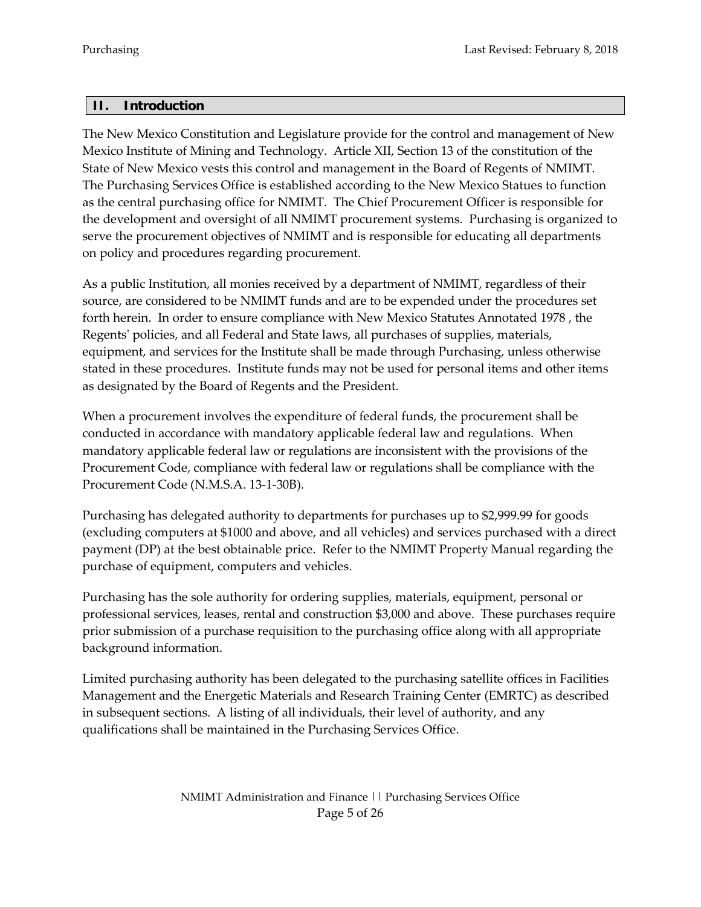## II. Introduction

The New Mexico Constitution and Legislature provide for the control and management of New Mexico Institute of Mining and Technology. Article XII, Section 13 of the constitution of the State of New Mexico vests this control and management in the Board of Regents of NMIMT. The Purchasing Services Office is established according to the New Mexico Statues to function as the central purchasing office for NMIMT. The Chief Procurement Officer is responsible for the development and oversight of all NMIMT procurement systems. Purchasing is organized to serve the procurement objectives of NMIMT and is responsible for educating all departments on policy and procedures regarding procurement.

As a public Institution, all monies received by a department of NMIMT, regardless of their source, are considered to be NMIMT funds and are to be expended under the procedures set forth herein. In order to ensure compliance with New Mexico Statutes Annotated 1978 , the Regents' policies, and all Federal and State laws, all purchases of supplies, materials, equipment, and services for the Institute shall be made through Purchasing, unless otherwise stated in these procedures. Institute funds may not be used for personal items and other items as designated by the Board of Regents and the President.

When a procurement involves the expenditure of federal funds, the procurement shall be conducted in accordance with mandatory applicable federal law and regulations. When mandatory applicable federal law or regulations are inconsistent with the provisions of the Procurement Code, compliance with federal law or regulations shall be compliance with the Procurement Code (N.M.S.A. 13-1-30B).

Purchasing has delegated authority to departments for purchases up to $2,999.99 for goods (excluding computers at $1000 and above, and all vehicles) and services purchased with a direct payment (DP) at the best obtainable price. Refer to the NMIMT Property Manual regarding the purchase of equipment, computers and vehicles.

Purchasing has the sole authority for ordering supplies, materials, equipment, personal or professional services, leases, rental and construction $3,000 and above. These purchases require prior submission of a purchase requisition to the purchasing office along with all appropriate background information.

Limited purchasing authority has been delegated to the purchasing satellite offices in Facilities Management and the Energetic Materials and Research Training Center (EMRTC) as described in subsequent sections. A listing of all individuals, their level of authority, and any qualifications shall be maintained in the Purchasing Services Office.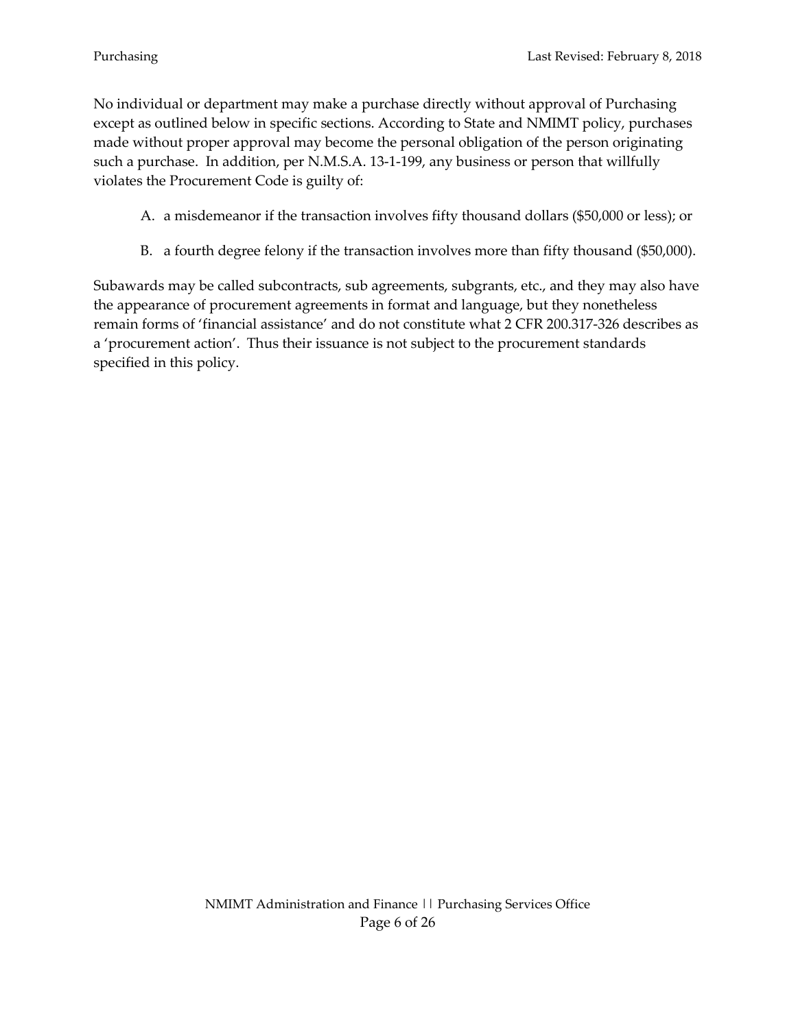No individual or department may make a purchase directly without approval of Purchasing except as outlined below in specific sections. According to State and NMIMT policy, purchases made without proper approval may become the personal obligation of the person originating such a purchase. In addition, per N.M.S.A. 13-1-199, any business or person that willfully violates the Procurement Code is guilty of:

A. a misdemeanor if the transaction involves fifty thousand dollars ($50,000 or less); or

B. a fourth degree felony if the transaction involves more than fifty thousand ($50,000).

Subawards may be called subcontracts, sub agreements, subgrants, etc., and they may also have the appearance of procurement agreements in format and language, but they nonetheless remain forms of 'financial assistance' and do not constitute what 2 CFR 200.317-326 describes as a 'procurement action'. Thus their issuance is not subject to the procurement standards specified in this policy.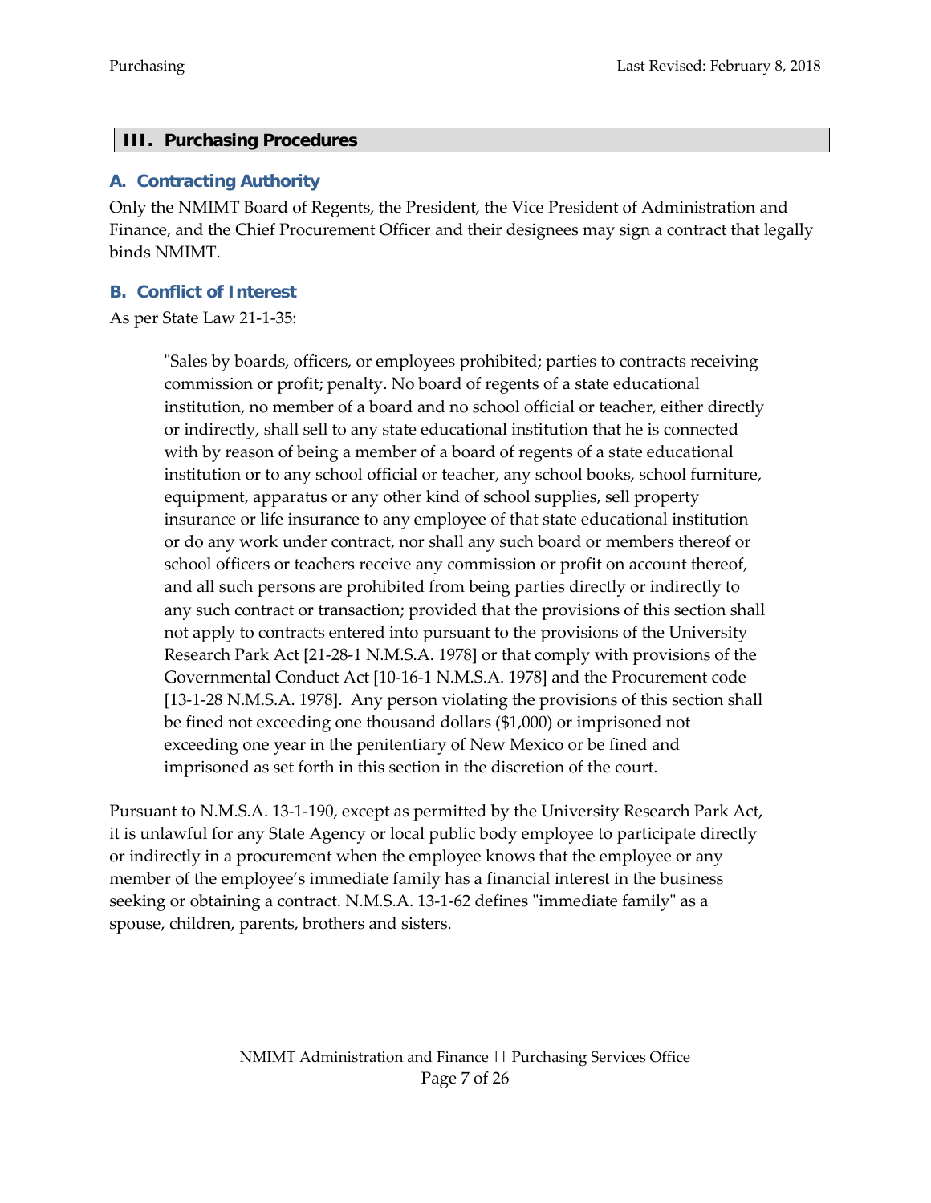## III. Purchasing Procedures

### A. Contracting Authority

Only the NMIMT Board of Regents, the President, the Vice President of Administration and Finance, and the Chief Procurement Officer and their designees may sign a contract that legally binds NMIMT.

### B. Conflict of Interest

As per State Law 21-1-35:

> "Sales by boards, officers, or employees prohibited; parties to contracts receiving commission or profit; penalty. No board of regents of a state educational institution, no member of a board and no school official or teacher, either directly or indirectly, shall sell to any state educational institution that he is connected with by reason of being a member of a board of regents of a state educational institution or to any school official or teacher, any school books, school furniture, equipment, apparatus or any other kind of school supplies, sell property insurance or life insurance to any employee of that state educational institution or do any work under contract, nor shall any such board or members thereof or school officers or teachers receive any commission or profit on account thereof, and all such persons are prohibited from being parties directly or indirectly to any such contract or transaction; provided that the provisions of this section shall not apply to contracts entered into pursuant to the provisions of the University Research Park Act [21-28-1 N.M.S.A. 1978] or that comply with provisions of the Governmental Conduct Act [10-16-1 N.M.S.A. 1978] and the Procurement code [13-1-28 N.M.S.A. 1978]. Any person violating the provisions of this section shall be fined not exceeding one thousand dollars ($1,000) or imprisoned not exceeding one year in the penitentiary of New Mexico or be fined and imprisoned as set forth in this section in the discretion of the court.

Pursuant to N.M.S.A. 13-1-190, except as permitted by the University Research Park Act, it is unlawful for any State Agency or local public body employee to participate directly or indirectly in a procurement when the employee knows that the employee or any member of the employee's immediate family has a financial interest in the business seeking or obtaining a contract. N.M.S.A. 13-1-62 defines "immediate family" as a spouse, children, parents, brothers and sisters.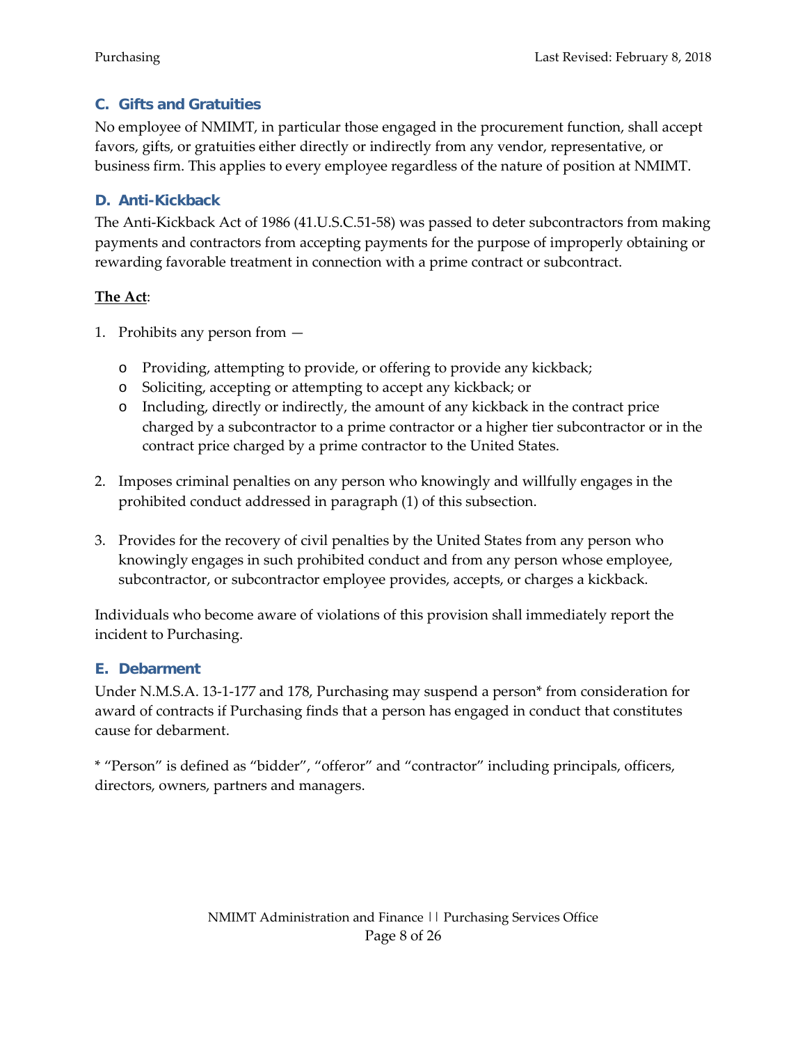### C. Gifts and Gratuities

No employee of NMIMT, in particular those engaged in the procurement function, shall accept favors, gifts, or gratuities either directly or indirectly from any vendor, representative, or business firm. This applies to every employee regardless of the nature of position at NMIMT.

### D. Anti-Kickback

The Anti-Kickback Act of 1986 (41.U.S.C.51-58) was passed to deter subcontractors from making payments and contractors from accepting payments for the purpose of improperly obtaining or rewarding favorable treatment in connection with a prime contract or subcontract.

**The Act**:

1. Prohibits any person from —
   - Providing, attempting to provide, or offering to provide any kickback;
   - Soliciting, accepting or attempting to accept any kickback; or
   - Including, directly or indirectly, the amount of any kickback in the contract price charged by a subcontractor to a prime contractor or a higher tier subcontractor or in the contract price charged by a prime contractor to the United States.

2. Imposes criminal penalties on any person who knowingly and willfully engages in the prohibited conduct addressed in paragraph (1) of this subsection.

3. Provides for the recovery of civil penalties by the United States from any person who knowingly engages in such prohibited conduct and from any person whose employee, subcontractor, or subcontractor employee provides, accepts, or charges a kickback.

Individuals who become aware of violations of this provision shall immediately report the incident to Purchasing.

### E. Debarment

Under N.M.S.A. 13-1-177 and 178, Purchasing may suspend a person* from consideration for award of contracts if Purchasing finds that a person has engaged in conduct that constitutes cause for debarment.

* "Person" is defined as "bidder", "offeror" and "contractor" including principals, officers, directors, owners, partners and managers.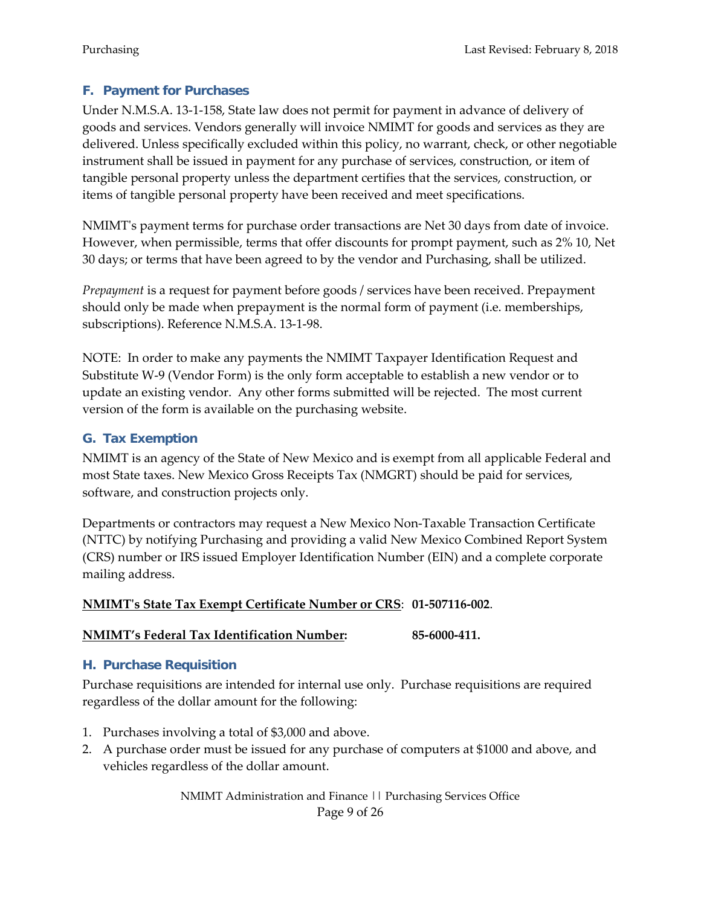## F. Payment for Purchases

Under N.M.S.A. 13-1-158, State law does not permit for payment in advance of delivery of goods and services. Vendors generally will invoice NMIMT for goods and services as they are delivered. Unless specifically excluded within this policy, no warrant, check, or other negotiable instrument shall be issued in payment for any purchase of services, construction, or item of tangible personal property unless the department certifies that the services, construction, or items of tangible personal property have been received and meet specifications.

NMIMT's payment terms for purchase order transactions are Net 30 days from date of invoice. However, when permissible, terms that offer discounts for prompt payment, such as 2% 10, Net 30 days; or terms that have been agreed to by the vendor and Purchasing, shall be utilized.

*Prepayment* is a request for payment before goods / services have been received. Prepayment should only be made when prepayment is the normal form of payment (i.e. memberships, subscriptions). Reference N.M.S.A. 13-1-98.

NOTE: In order to make any payments the NMIMT Taxpayer Identification Request and Substitute W-9 (Vendor Form) is the only form acceptable to establish a new vendor or to update an existing vendor. Any other forms submitted will be rejected. The most current version of the form is available on the purchasing website.

## G. Tax Exemption

NMIMT is an agency of the State of New Mexico and is exempt from all applicable Federal and most State taxes. New Mexico Gross Receipts Tax (NMGRT) should be paid for services, software, and construction projects only.

Departments or contractors may request a New Mexico Non-Taxable Transaction Certificate (NTTC) by notifying Purchasing and providing a valid New Mexico Combined Report System (CRS) number or IRS issued Employer Identification Number (EIN) and a complete corporate mailing address.

**<u>NMIMT's State Tax Exempt Certificate Number or CRS</u>: 01-507116-002**.

**<u>NMIMT's Federal Tax Identification Number</u>: 85-6000-411.**

## H. Purchase Requisition

Purchase requisitions are intended for internal use only. Purchase requisitions are required regardless of the dollar amount for the following:

1. Purchases involving a total of $3,000 and above.
2. A purchase order must be issued for any purchase of computers at $1000 and above, and vehicles regardless of the dollar amount.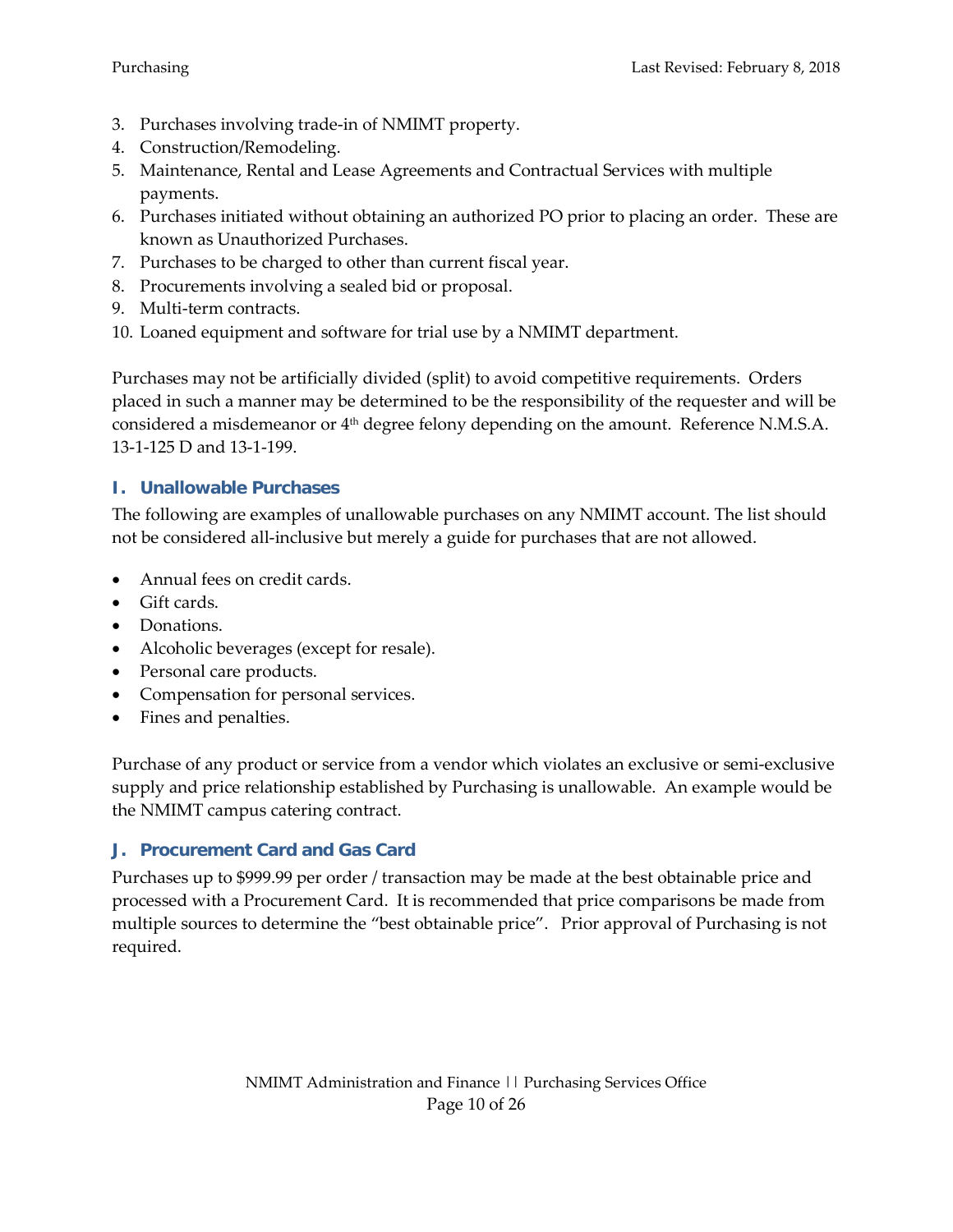3. Purchases involving trade-in of NMIMT property.
4. Construction/Remodeling.
5. Maintenance, Rental and Lease Agreements and Contractual Services with multiple payments.
6. Purchases initiated without obtaining an authorized PO prior to placing an order. These are known as Unauthorized Purchases.
7. Purchases to be charged to other than current fiscal year.
8. Procurements involving a sealed bid or proposal.
9. Multi-term contracts.
10. Loaned equipment and software for trial use by a NMIMT department.

Purchases may not be artificially divided (split) to avoid competitive requirements. Orders placed in such a manner may be determined to be the responsibility of the requester and will be considered a misdemeanor or 4th degree felony depending on the amount. Reference N.M.S.A. 13-1-125 D and 13-1-199.

## I. Unallowable Purchases

The following are examples of unallowable purchases on any NMIMT account. The list should not be considered all-inclusive but merely a guide for purchases that are not allowed.

- Annual fees on credit cards.
- Gift cards.
- Donations.
- Alcoholic beverages (except for resale).
- Personal care products.
- Compensation for personal services.
- Fines and penalties.

Purchase of any product or service from a vendor which violates an exclusive or semi-exclusive supply and price relationship established by Purchasing is unallowable. An example would be the NMIMT campus catering contract.

## J. Procurement Card and Gas Card

Purchases up to $999.99 per order / transaction may be made at the best obtainable price and processed with a Procurement Card. It is recommended that price comparisons be made from multiple sources to determine the "best obtainable price". Prior approval of Purchasing is not required.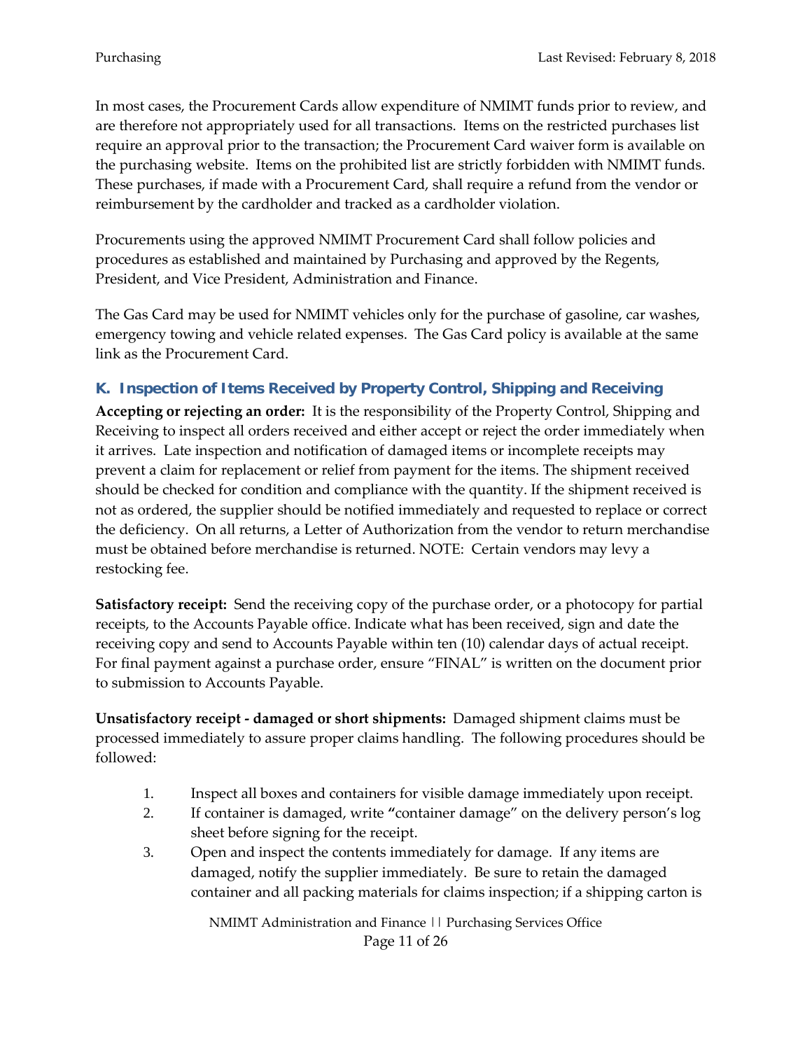In most cases, the Procurement Cards allow expenditure of NMIMT funds prior to review, and are therefore not appropriately used for all transactions. Items on the restricted purchases list require an approval prior to the transaction; the Procurement Card waiver form is available on the purchasing website. Items on the prohibited list are strictly forbidden with NMIMT funds. These purchases, if made with a Procurement Card, shall require a refund from the vendor or reimbursement by the cardholder and tracked as a cardholder violation.

Procurements using the approved NMIMT Procurement Card shall follow policies and procedures as established and maintained by Purchasing and approved by the Regents, President, and Vice President, Administration and Finance.

The Gas Card may be used for NMIMT vehicles only for the purchase of gasoline, car washes, emergency towing and vehicle related expenses. The Gas Card policy is available at the same link as the Procurement Card.

### K. Inspection of Items Received by Property Control, Shipping and Receiving

**Accepting or rejecting an order:** It is the responsibility of the Property Control, Shipping and Receiving to inspect all orders received and either accept or reject the order immediately when it arrives. Late inspection and notification of damaged items or incomplete receipts may prevent a claim for replacement or relief from payment for the items. The shipment received should be checked for condition and compliance with the quantity. If the shipment received is not as ordered, the supplier should be notified immediately and requested to replace or correct the deficiency. On all returns, a Letter of Authorization from the vendor to return merchandise must be obtained before merchandise is returned. NOTE: Certain vendors may levy a restocking fee.

**Satisfactory receipt:** Send the receiving copy of the purchase order, or a photocopy for partial receipts, to the Accounts Payable office. Indicate what has been received, sign and date the receiving copy and send to Accounts Payable within ten (10) calendar days of actual receipt. For final payment against a purchase order, ensure "FINAL" is written on the document prior to submission to Accounts Payable.

**Unsatisfactory receipt - damaged or short shipments:** Damaged shipment claims must be processed immediately to assure proper claims handling. The following procedures should be followed:

1. Inspect all boxes and containers for visible damage immediately upon receipt.
2. If container is damaged, write **"**container damage" on the delivery person's log sheet before signing for the receipt.
3. Open and inspect the contents immediately for damage. If any items are damaged, notify the supplier immediately. Be sure to retain the damaged container and all packing materials for claims inspection; if a shipping carton is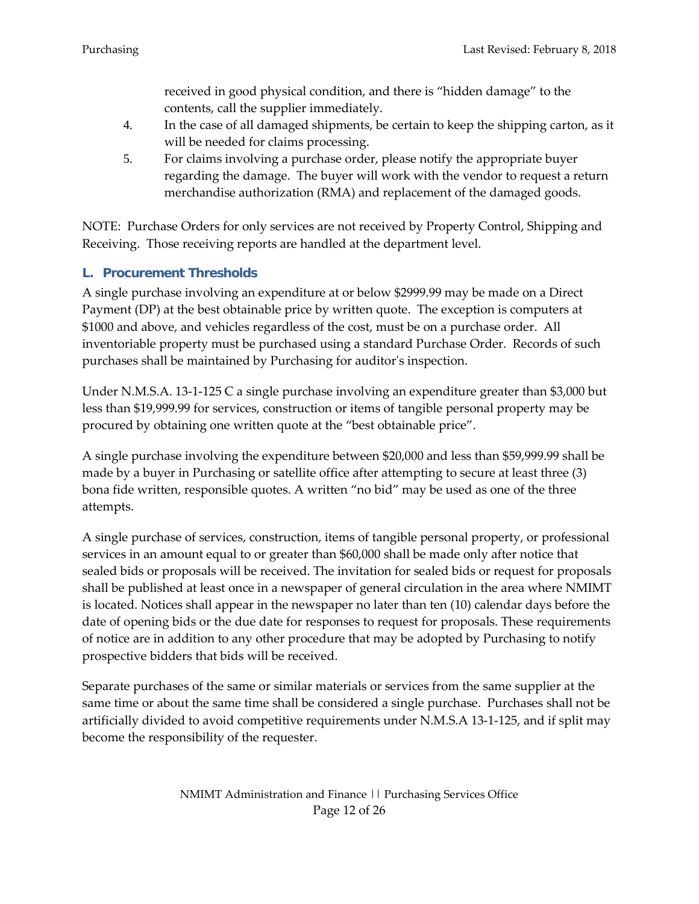received in good physical condition, and there is "hidden damage" to the contents, call the supplier immediately.

4. In the case of all damaged shipments, be certain to keep the shipping carton, as it will be needed for claims processing.
5. For claims involving a purchase order, please notify the appropriate buyer regarding the damage. The buyer will work with the vendor to request a return merchandise authorization (RMA) and replacement of the damaged goods.

NOTE: Purchase Orders for only services are not received by Property Control, Shipping and Receiving. Those receiving reports are handled at the department level.

### L. Procurement Thresholds

A single purchase involving an expenditure at or below $2999.99 may be made on a Direct Payment (DP) at the best obtainable price by written quote. The exception is computers at $1000 and above, and vehicles regardless of the cost, must be on a purchase order. All inventoriable property must be purchased using a standard Purchase Order. Records of such purchases shall be maintained by Purchasing for auditor's inspection.

Under N.M.S.A. 13-1-125 C a single purchase involving an expenditure greater than $3,000 but less than $19,999.99 for services, construction or items of tangible personal property may be procured by obtaining one written quote at the "best obtainable price".

A single purchase involving the expenditure between $20,000 and less than $59,999.99 shall be made by a buyer in Purchasing or satellite office after attempting to secure at least three (3) bona fide written, responsible quotes. A written "no bid" may be used as one of the three attempts.

A single purchase of services, construction, items of tangible personal property, or professional services in an amount equal to or greater than $60,000 shall be made only after notice that sealed bids or proposals will be received. The invitation for sealed bids or request for proposals shall be published at least once in a newspaper of general circulation in the area where NMIMT is located. Notices shall appear in the newspaper no later than ten (10) calendar days before the date of opening bids or the due date for responses to request for proposals. These requirements of notice are in addition to any other procedure that may be adopted by Purchasing to notify prospective bidders that bids will be received.

Separate purchases of the same or similar materials or services from the same supplier at the same time or about the same time shall be considered a single purchase. Purchases shall not be artificially divided to avoid competitive requirements under N.M.S.A 13-1-125, and if split may become the responsibility of the requester.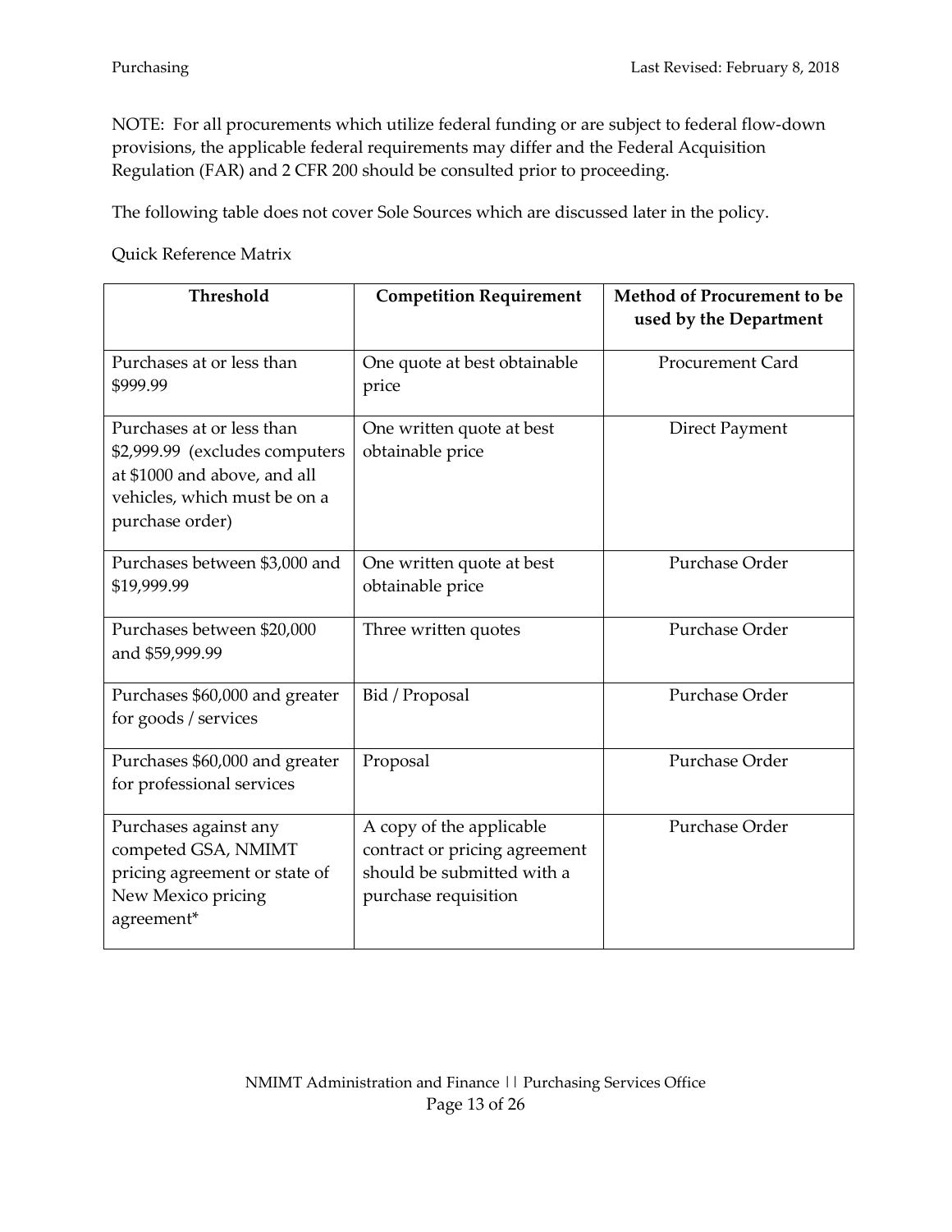NOTE: For all procurements which utilize federal funding or are subject to federal flow-down provisions, the applicable federal requirements may differ and the Federal Acquisition Regulation (FAR) and 2 CFR 200 should be consulted prior to proceeding.

The following table does not cover Sole Sources which are discussed later in the policy.

Quick Reference Matrix

| Threshold | Competition Requirement | Method of Procurement to be used by the Department |
|---|---|---|
| Purchases at or less than $999.99 | One quote at best obtainable price | Procurement Card |
| Purchases at or less than $2,999.99 (excludes computers at $1000 and above, and all vehicles, which must be on a purchase order) | One written quote at best obtainable price | Direct Payment |
| Purchases between $3,000 and $19,999.99 | One written quote at best obtainable price | Purchase Order |
| Purchases between $20,000 and $59,999.99 | Three written quotes | Purchase Order |
| Purchases $60,000 and greater for goods / services | Bid / Proposal | Purchase Order |
| Purchases $60,000 and greater for professional services | Proposal | Purchase Order |
| Purchases against any competed GSA, NMIMT pricing agreement or state of New Mexico pricing agreement* | A copy of the applicable contract or pricing agreement should be submitted with a purchase requisition | Purchase Order |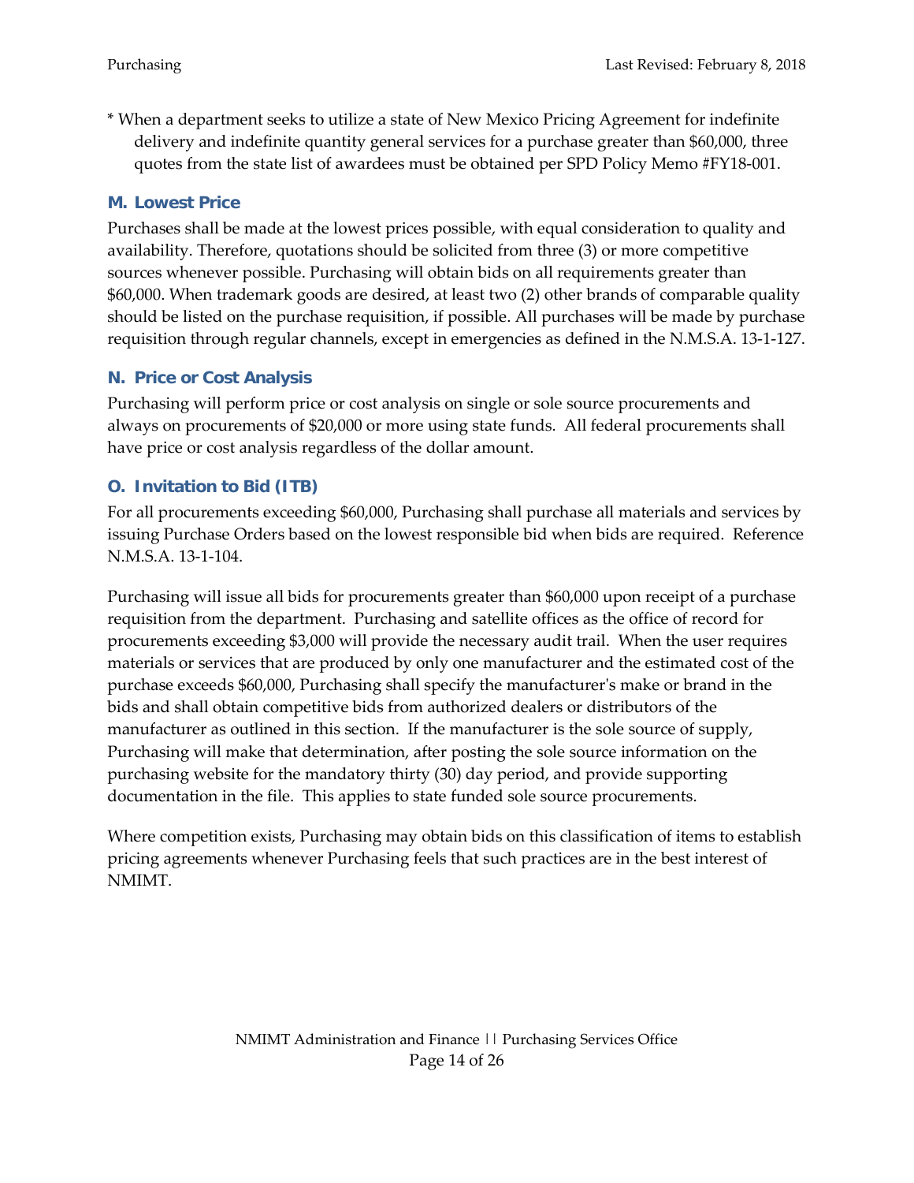* When a department seeks to utilize a state of New Mexico Pricing Agreement for indefinite delivery and indefinite quantity general services for a purchase greater than $60,000, three quotes from the state list of awardees must be obtained per SPD Policy Memo #FY18-001.

### M. Lowest Price

Purchases shall be made at the lowest prices possible, with equal consideration to quality and availability. Therefore, quotations should be solicited from three (3) or more competitive sources whenever possible. Purchasing will obtain bids on all requirements greater than $60,000. When trademark goods are desired, at least two (2) other brands of comparable quality should be listed on the purchase requisition, if possible. All purchases will be made by purchase requisition through regular channels, except in emergencies as defined in the N.M.S.A. 13-1-127.

### N. Price or Cost Analysis

Purchasing will perform price or cost analysis on single or sole source procurements and always on procurements of $20,000 or more using state funds. All federal procurements shall have price or cost analysis regardless of the dollar amount.

### O. Invitation to Bid (ITB)

For all procurements exceeding $60,000, Purchasing shall purchase all materials and services by issuing Purchase Orders based on the lowest responsible bid when bids are required. Reference N.M.S.A. 13-1-104.

Purchasing will issue all bids for procurements greater than $60,000 upon receipt of a purchase requisition from the department. Purchasing and satellite offices as the office of record for procurements exceeding $3,000 will provide the necessary audit trail. When the user requires materials or services that are produced by only one manufacturer and the estimated cost of the purchase exceeds $60,000, Purchasing shall specify the manufacturer's make or brand in the bids and shall obtain competitive bids from authorized dealers or distributors of the manufacturer as outlined in this section. If the manufacturer is the sole source of supply, Purchasing will make that determination, after posting the sole source information on the purchasing website for the mandatory thirty (30) day period, and provide supporting documentation in the file. This applies to state funded sole source procurements.

Where competition exists, Purchasing may obtain bids on this classification of items to establish pricing agreements whenever Purchasing feels that such practices are in the best interest of NMIMT.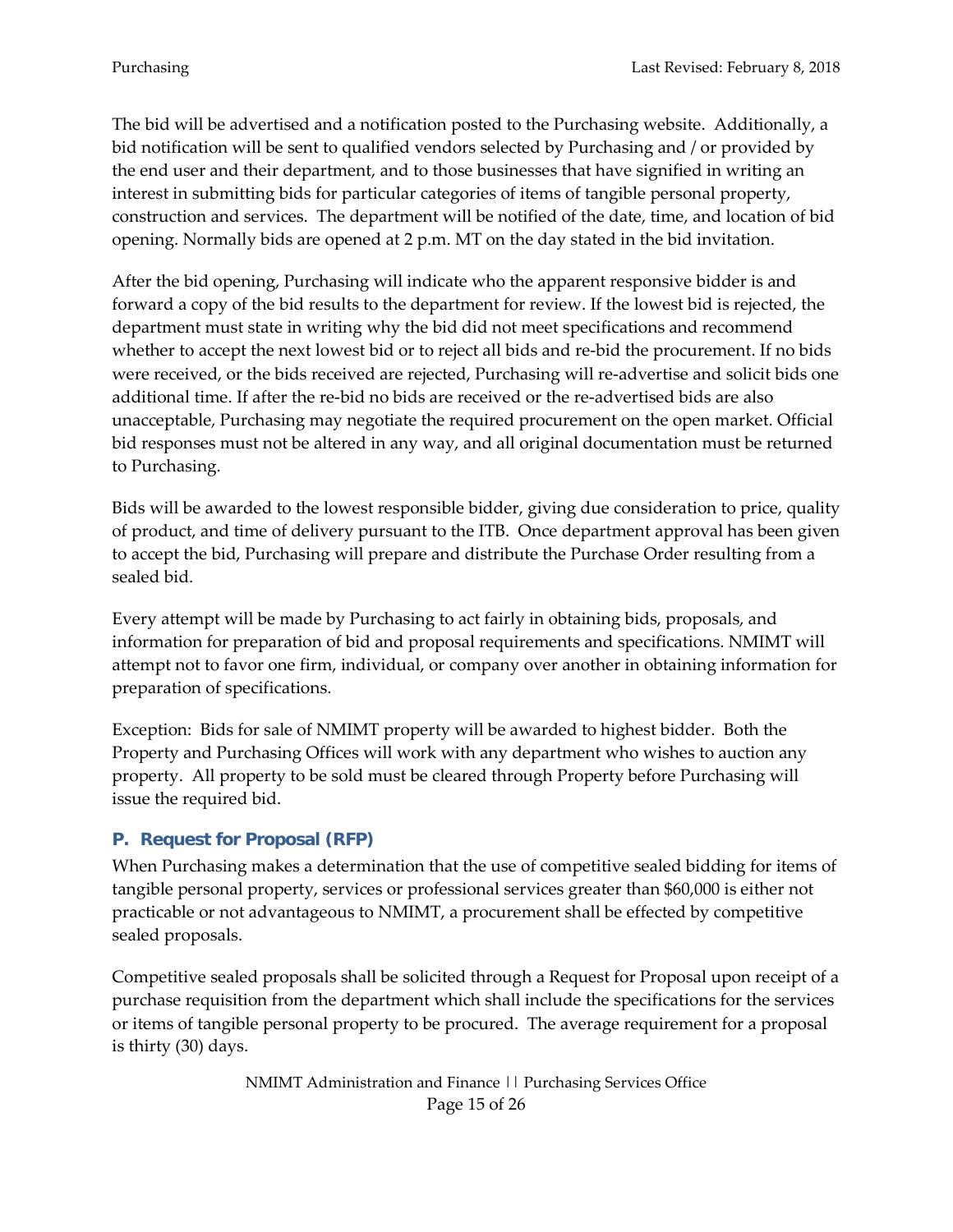The bid will be advertised and a notification posted to the Purchasing website. Additionally, a bid notification will be sent to qualified vendors selected by Purchasing and / or provided by the end user and their department, and to those businesses that have signified in writing an interest in submitting bids for particular categories of items of tangible personal property, construction and services. The department will be notified of the date, time, and location of bid opening. Normally bids are opened at 2 p.m. MT on the day stated in the bid invitation.

After the bid opening, Purchasing will indicate who the apparent responsive bidder is and forward a copy of the bid results to the department for review. If the lowest bid is rejected, the department must state in writing why the bid did not meet specifications and recommend whether to accept the next lowest bid or to reject all bids and re-bid the procurement. If no bids were received, or the bids received are rejected, Purchasing will re-advertise and solicit bids one additional time. If after the re-bid no bids are received or the re-advertised bids are also unacceptable, Purchasing may negotiate the required procurement on the open market. Official bid responses must not be altered in any way, and all original documentation must be returned to Purchasing.

Bids will be awarded to the lowest responsible bidder, giving due consideration to price, quality of product, and time of delivery pursuant to the ITB. Once department approval has been given to accept the bid, Purchasing will prepare and distribute the Purchase Order resulting from a sealed bid.

Every attempt will be made by Purchasing to act fairly in obtaining bids, proposals, and information for preparation of bid and proposal requirements and specifications. NMIMT will attempt not to favor one firm, individual, or company over another in obtaining information for preparation of specifications.

Exception: Bids for sale of NMIMT property will be awarded to highest bidder. Both the Property and Purchasing Offices will work with any department who wishes to auction any property. All property to be sold must be cleared through Property before Purchasing will issue the required bid.

### P. Request for Proposal (RFP)

When Purchasing makes a determination that the use of competitive sealed bidding for items of tangible personal property, services or professional services greater than $60,000 is either not practicable or not advantageous to NMIMT, a procurement shall be effected by competitive sealed proposals.

Competitive sealed proposals shall be solicited through a Request for Proposal upon receipt of a purchase requisition from the department which shall include the specifications for the services or items of tangible personal property to be procured. The average requirement for a proposal is thirty (30) days.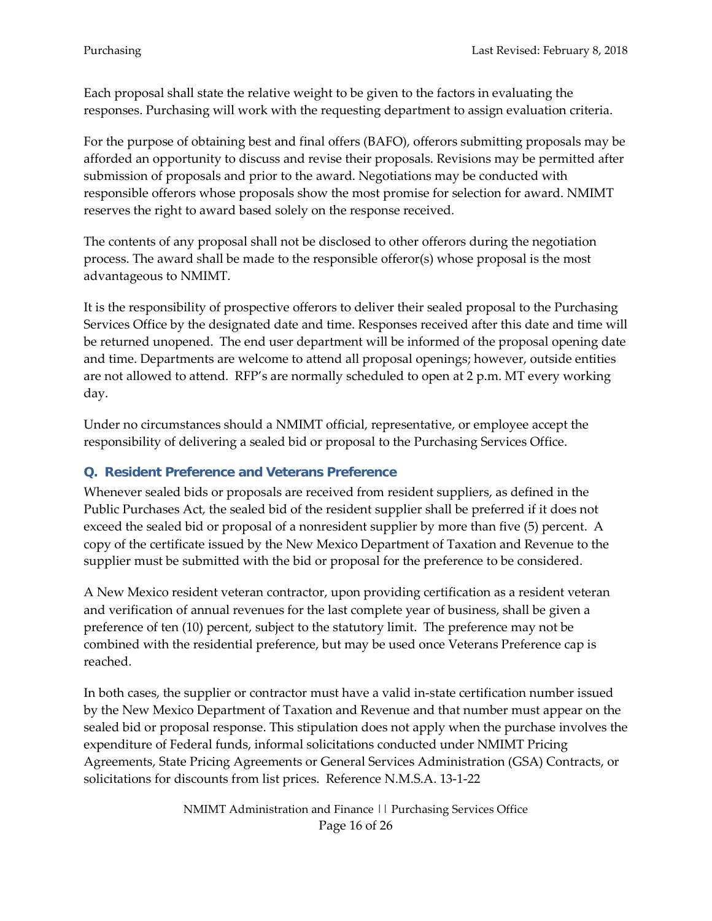Each proposal shall state the relative weight to be given to the factors in evaluating the responses. Purchasing will work with the requesting department to assign evaluation criteria.

For the purpose of obtaining best and final offers (BAFO), offerors submitting proposals may be afforded an opportunity to discuss and revise their proposals. Revisions may be permitted after submission of proposals and prior to the award. Negotiations may be conducted with responsible offerors whose proposals show the most promise for selection for award. NMIMT reserves the right to award based solely on the response received.

The contents of any proposal shall not be disclosed to other offerors during the negotiation process. The award shall be made to the responsible offeror(s) whose proposal is the most advantageous to NMIMT.

It is the responsibility of prospective offerors to deliver their sealed proposal to the Purchasing Services Office by the designated date and time. Responses received after this date and time will be returned unopened. The end user department will be informed of the proposal opening date and time. Departments are welcome to attend all proposal openings; however, outside entities are not allowed to attend. RFP's are normally scheduled to open at 2 p.m. MT every working day.

Under no circumstances should a NMIMT official, representative, or employee accept the responsibility of delivering a sealed bid or proposal to the Purchasing Services Office.

### Q. Resident Preference and Veterans Preference

Whenever sealed bids or proposals are received from resident suppliers, as defined in the Public Purchases Act, the sealed bid of the resident supplier shall be preferred if it does not exceed the sealed bid or proposal of a nonresident supplier by more than five (5) percent. A copy of the certificate issued by the New Mexico Department of Taxation and Revenue to the supplier must be submitted with the bid or proposal for the preference to be considered.

A New Mexico resident veteran contractor, upon providing certification as a resident veteran and verification of annual revenues for the last complete year of business, shall be given a preference of ten (10) percent, subject to the statutory limit. The preference may not be combined with the residential preference, but may be used once Veterans Preference cap is reached.

In both cases, the supplier or contractor must have a valid in-state certification number issued by the New Mexico Department of Taxation and Revenue and that number must appear on the sealed bid or proposal response. This stipulation does not apply when the purchase involves the expenditure of Federal funds, informal solicitations conducted under NMIMT Pricing Agreements, State Pricing Agreements or General Services Administration (GSA) Contracts, or solicitations for discounts from list prices. Reference N.M.S.A. 13-1-22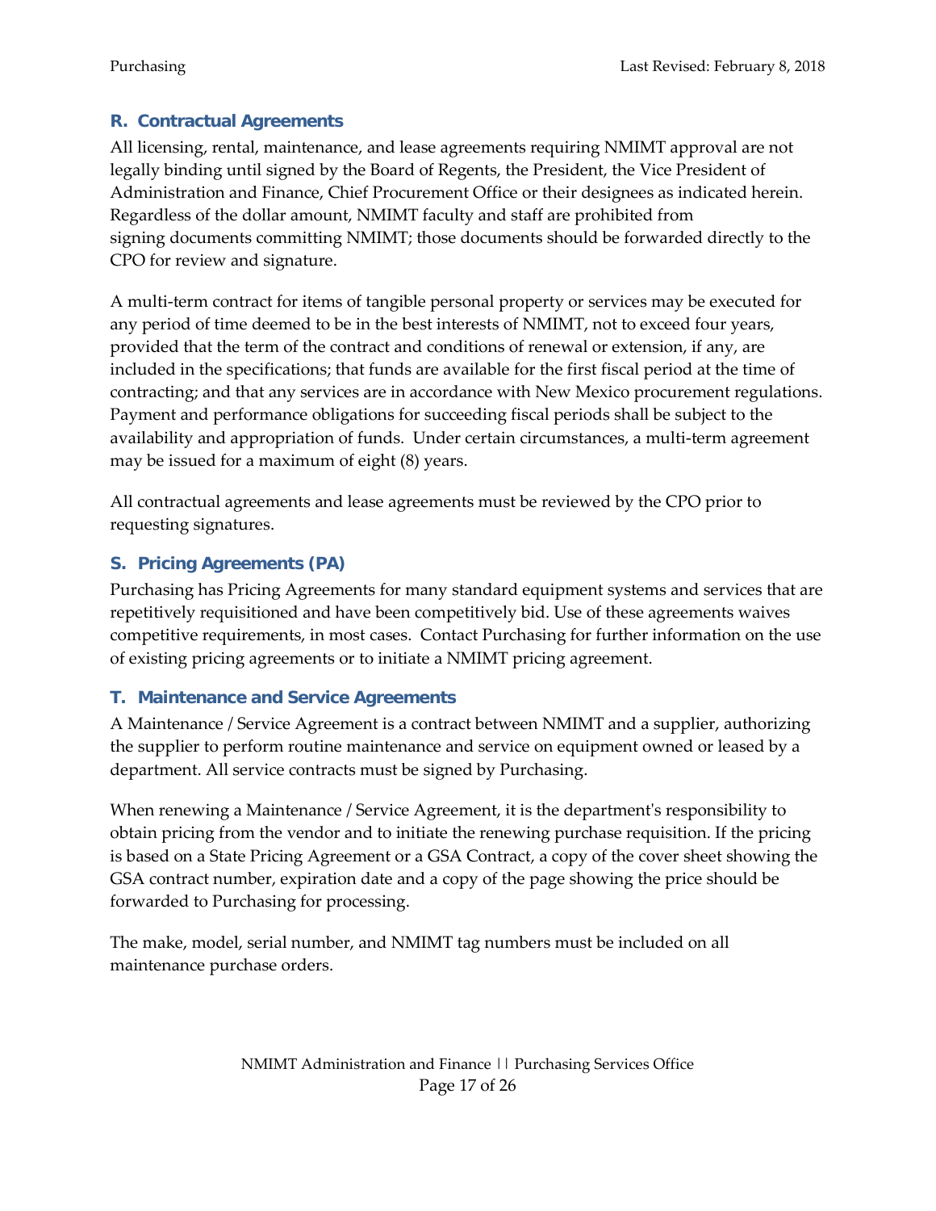### R. Contractual Agreements

All licensing, rental, maintenance, and lease agreements requiring NMIMT approval are not legally binding until signed by the Board of Regents, the President, the Vice President of Administration and Finance, Chief Procurement Office or their designees as indicated herein. Regardless of the dollar amount, NMIMT faculty and staff are prohibited from signing documents committing NMIMT; those documents should be forwarded directly to the CPO for review and signature.

A multi-term contract for items of tangible personal property or services may be executed for any period of time deemed to be in the best interests of NMIMT, not to exceed four years, provided that the term of the contract and conditions of renewal or extension, if any, are included in the specifications; that funds are available for the first fiscal period at the time of contracting; and that any services are in accordance with New Mexico procurement regulations. Payment and performance obligations for succeeding fiscal periods shall be subject to the availability and appropriation of funds. Under certain circumstances, a multi-term agreement may be issued for a maximum of eight (8) years.

All contractual agreements and lease agreements must be reviewed by the CPO prior to requesting signatures.

### S. Pricing Agreements (PA)

Purchasing has Pricing Agreements for many standard equipment systems and services that are repetitively requisitioned and have been competitively bid. Use of these agreements waives competitive requirements, in most cases. Contact Purchasing for further information on the use of existing pricing agreements or to initiate a NMIMT pricing agreement.

### T. Maintenance and Service Agreements

A Maintenance / Service Agreement is a contract between NMIMT and a supplier, authorizing the supplier to perform routine maintenance and service on equipment owned or leased by a department. All service contracts must be signed by Purchasing.

When renewing a Maintenance / Service Agreement, it is the department's responsibility to obtain pricing from the vendor and to initiate the renewing purchase requisition. If the pricing is based on a State Pricing Agreement or a GSA Contract, a copy of the cover sheet showing the GSA contract number, expiration date and a copy of the page showing the price should be forwarded to Purchasing for processing.

The make, model, serial number, and NMIMT tag numbers must be included on all maintenance purchase orders.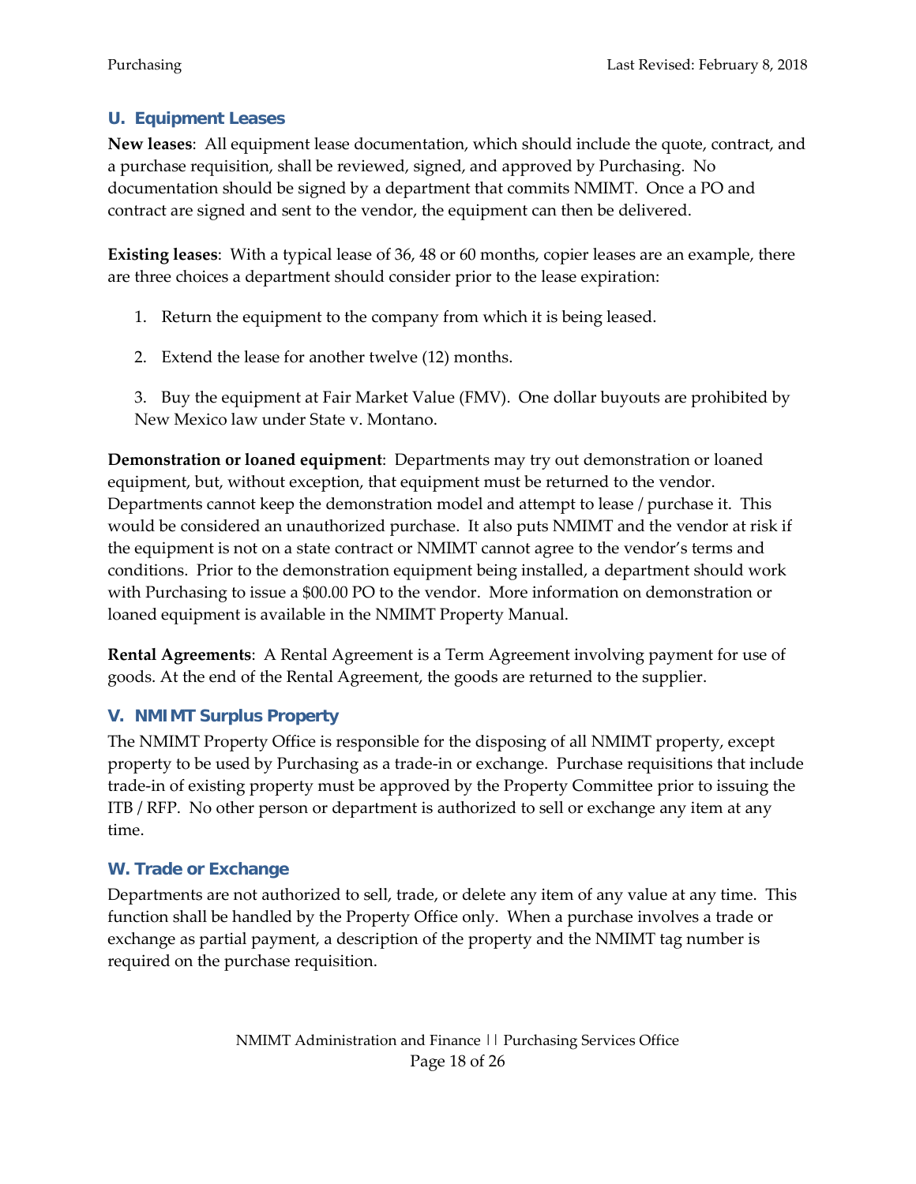## U. Equipment Leases

**New leases**: All equipment lease documentation, which should include the quote, contract, and a purchase requisition, shall be reviewed, signed, and approved by Purchasing. No documentation should be signed by a department that commits NMIMT. Once a PO and contract are signed and sent to the vendor, the equipment can then be delivered.

**Existing leases**: With a typical lease of 36, 48 or 60 months, copier leases are an example, there are three choices a department should consider prior to the lease expiration:

1. Return the equipment to the company from which it is being leased.
2. Extend the lease for another twelve (12) months.
3. Buy the equipment at Fair Market Value (FMV). One dollar buyouts are prohibited by New Mexico law under State v. Montano.

**Demonstration or loaned equipment**: Departments may try out demonstration or loaned equipment, but, without exception, that equipment must be returned to the vendor. Departments cannot keep the demonstration model and attempt to lease / purchase it. This would be considered an unauthorized purchase. It also puts NMIMT and the vendor at risk if the equipment is not on a state contract or NMIMT cannot agree to the vendor's terms and conditions. Prior to the demonstration equipment being installed, a department should work with Purchasing to issue a $00.00 PO to the vendor. More information on demonstration or loaned equipment is available in the NMIMT Property Manual.

**Rental Agreements**: A Rental Agreement is a Term Agreement involving payment for use of goods. At the end of the Rental Agreement, the goods are returned to the supplier.

## V. NMIMT Surplus Property

The NMIMT Property Office is responsible for the disposing of all NMIMT property, except property to be used by Purchasing as a trade-in or exchange. Purchase requisitions that include trade-in of existing property must be approved by the Property Committee prior to issuing the ITB / RFP. No other person or department is authorized to sell or exchange any item at any time.

## W. Trade or Exchange

Departments are not authorized to sell, trade, or delete any item of any value at any time. This function shall be handled by the Property Office only. When a purchase involves a trade or exchange as partial payment, a description of the property and the NMIMT tag number is required on the purchase requisition.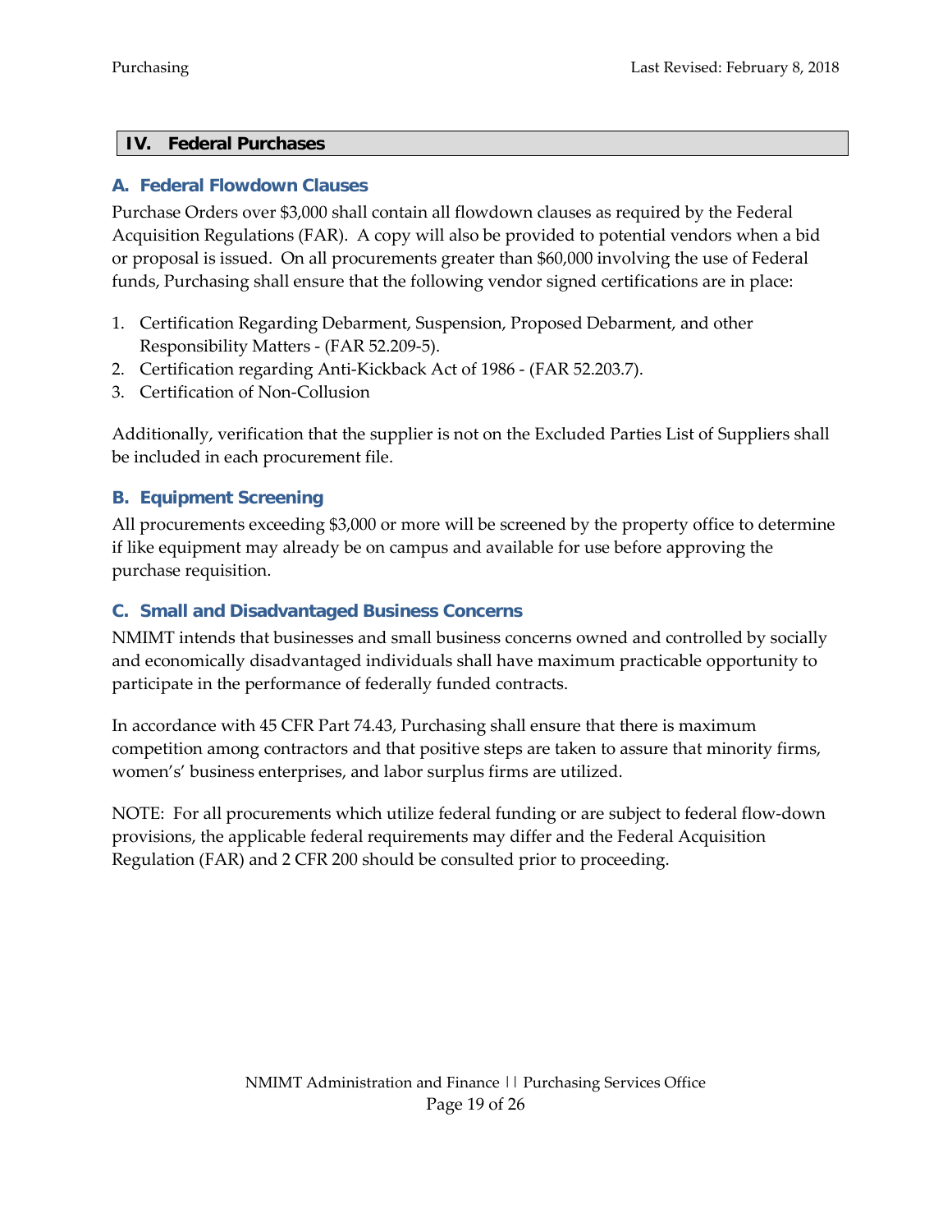## IV. Federal Purchases

### A. Federal Flowdown Clauses

Purchase Orders over $3,000 shall contain all flowdown clauses as required by the Federal Acquisition Regulations (FAR). A copy will also be provided to potential vendors when a bid or proposal is issued. On all procurements greater than $60,000 involving the use of Federal funds, Purchasing shall ensure that the following vendor signed certifications are in place:

1. Certification Regarding Debarment, Suspension, Proposed Debarment, and other Responsibility Matters - (FAR 52.209-5).
2. Certification regarding Anti-Kickback Act of 1986 - (FAR 52.203.7).
3. Certification of Non-Collusion

Additionally, verification that the supplier is not on the Excluded Parties List of Suppliers shall be included in each procurement file.

### B. Equipment Screening

All procurements exceeding $3,000 or more will be screened by the property office to determine if like equipment may already be on campus and available for use before approving the purchase requisition.

### C. Small and Disadvantaged Business Concerns

NMIMT intends that businesses and small business concerns owned and controlled by socially and economically disadvantaged individuals shall have maximum practicable opportunity to participate in the performance of federally funded contracts.

In accordance with 45 CFR Part 74.43, Purchasing shall ensure that there is maximum competition among contractors and that positive steps are taken to assure that minority firms, women's' business enterprises, and labor surplus firms are utilized.

NOTE: For all procurements which utilize federal funding or are subject to federal flow-down provisions, the applicable federal requirements may differ and the Federal Acquisition Regulation (FAR) and 2 CFR 200 should be consulted prior to proceeding.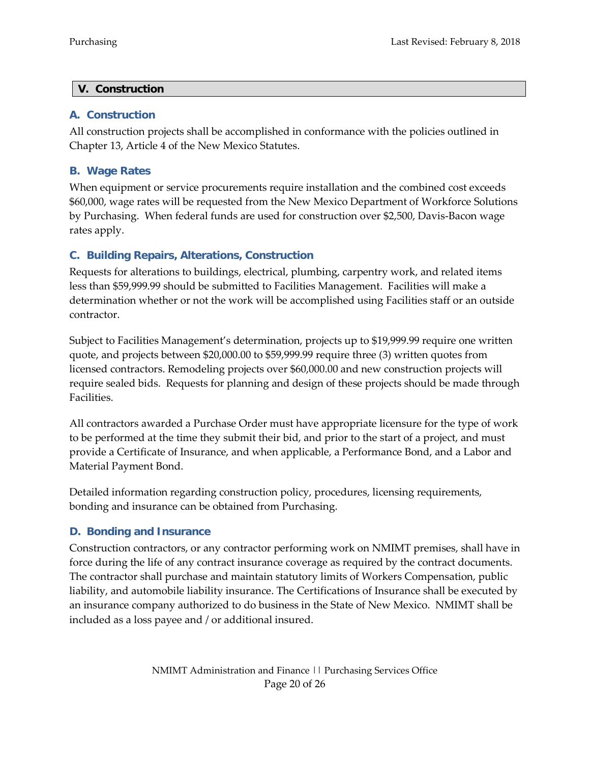## V. Construction

### A. Construction

All construction projects shall be accomplished in conformance with the policies outlined in Chapter 13, Article 4 of the New Mexico Statutes.

### B. Wage Rates

When equipment or service procurements require installation and the combined cost exceeds $60,000, wage rates will be requested from the New Mexico Department of Workforce Solutions by Purchasing. When federal funds are used for construction over $2,500, Davis-Bacon wage rates apply.

### C. Building Repairs, Alterations, Construction

Requests for alterations to buildings, electrical, plumbing, carpentry work, and related items less than $59,999.99 should be submitted to Facilities Management. Facilities will make a determination whether or not the work will be accomplished using Facilities staff or an outside contractor.

Subject to Facilities Management's determination, projects up to $19,999.99 require one written quote, and projects between $20,000.00 to $59,999.99 require three (3) written quotes from licensed contractors. Remodeling projects over $60,000.00 and new construction projects will require sealed bids. Requests for planning and design of these projects should be made through Facilities.

All contractors awarded a Purchase Order must have appropriate licensure for the type of work to be performed at the time they submit their bid, and prior to the start of a project, and must provide a Certificate of Insurance, and when applicable, a Performance Bond, and a Labor and Material Payment Bond.

Detailed information regarding construction policy, procedures, licensing requirements, bonding and insurance can be obtained from Purchasing.

### D. Bonding and Insurance

Construction contractors, or any contractor performing work on NMIMT premises, shall have in force during the life of any contract insurance coverage as required by the contract documents. The contractor shall purchase and maintain statutory limits of Workers Compensation, public liability, and automobile liability insurance. The Certifications of Insurance shall be executed by an insurance company authorized to do business in the State of New Mexico. NMIMT shall be included as a loss payee and / or additional insured.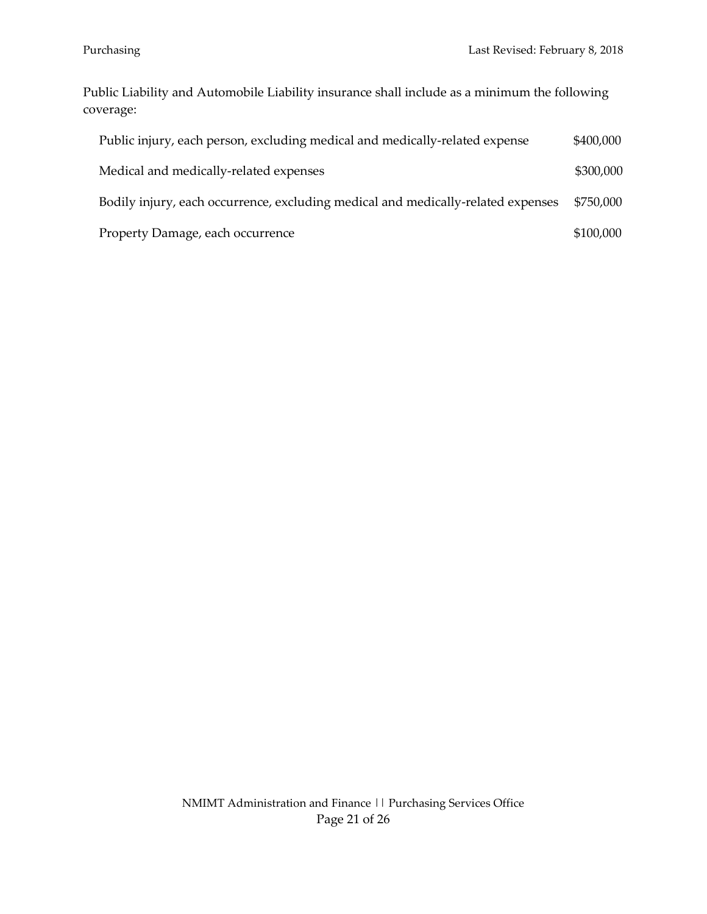Public Liability and Automobile Liability insurance shall include as a minimum the following coverage:

| | |
|---|---|
| Public injury, each person, excluding medical and medically-related expense | \$400,000 |
| Medical and medically-related expenses | \$300,000 |
| Bodily injury, each occurrence, excluding medical and medically-related expenses | \$750,000 |
| Property Damage, each occurrence | \$100,000 |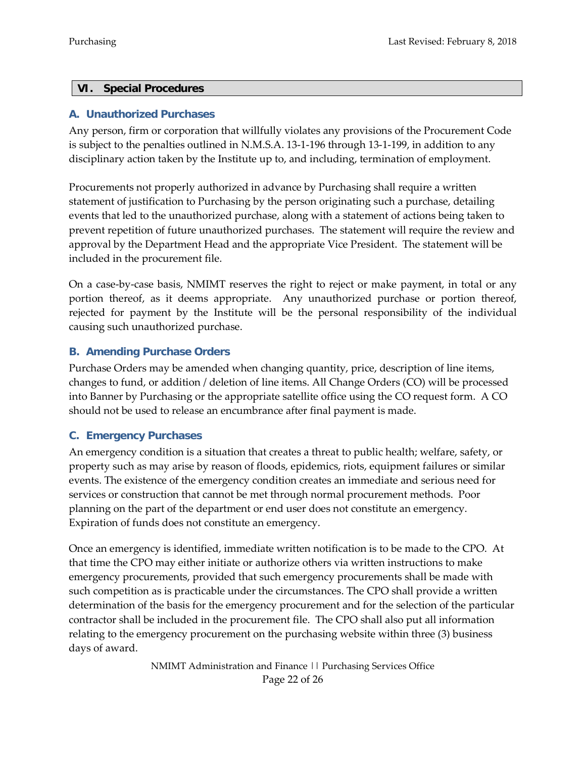## VI. Special Procedures

### A. Unauthorized Purchases

Any person, firm or corporation that willfully violates any provisions of the Procurement Code is subject to the penalties outlined in N.M.S.A. 13-1-196 through 13-1-199, in addition to any disciplinary action taken by the Institute up to, and including, termination of employment.

Procurements not properly authorized in advance by Purchasing shall require a written statement of justification to Purchasing by the person originating such a purchase, detailing events that led to the unauthorized purchase, along with a statement of actions being taken to prevent repetition of future unauthorized purchases. The statement will require the review and approval by the Department Head and the appropriate Vice President. The statement will be included in the procurement file.

On a case-by-case basis, NMIMT reserves the right to reject or make payment, in total or any portion thereof, as it deems appropriate. Any unauthorized purchase or portion thereof, rejected for payment by the Institute will be the personal responsibility of the individual causing such unauthorized purchase.

### B. Amending Purchase Orders

Purchase Orders may be amended when changing quantity, price, description of line items, changes to fund, or addition / deletion of line items. All Change Orders (CO) will be processed into Banner by Purchasing or the appropriate satellite office using the CO request form. A CO should not be used to release an encumbrance after final payment is made.

### C. Emergency Purchases

An emergency condition is a situation that creates a threat to public health; welfare, safety, or property such as may arise by reason of floods, epidemics, riots, equipment failures or similar events. The existence of the emergency condition creates an immediate and serious need for services or construction that cannot be met through normal procurement methods. Poor planning on the part of the department or end user does not constitute an emergency. Expiration of funds does not constitute an emergency.

Once an emergency is identified, immediate written notification is to be made to the CPO. At that time the CPO may either initiate or authorize others via written instructions to make emergency procurements, provided that such emergency procurements shall be made with such competition as is practicable under the circumstances. The CPO shall provide a written determination of the basis for the emergency procurement and for the selection of the particular contractor shall be included in the procurement file. The CPO shall also put all information relating to the emergency procurement on the purchasing website within three (3) business days of award.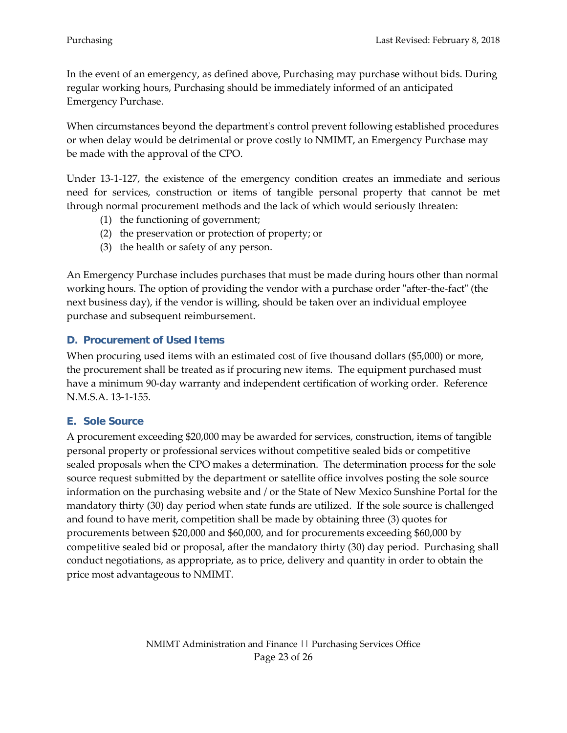In the event of an emergency, as defined above, Purchasing may purchase without bids. During regular working hours, Purchasing should be immediately informed of an anticipated Emergency Purchase.

When circumstances beyond the department's control prevent following established procedures or when delay would be detrimental or prove costly to NMIMT, an Emergency Purchase may be made with the approval of the CPO.

Under 13-1-127, the existence of the emergency condition creates an immediate and serious need for services, construction or items of tangible personal property that cannot be met through normal procurement methods and the lack of which would seriously threaten:

(1) the functioning of government;
(2) the preservation or protection of property; or
(3) the health or safety of any person.

An Emergency Purchase includes purchases that must be made during hours other than normal working hours. The option of providing the vendor with a purchase order "after-the-fact" (the next business day), if the vendor is willing, should be taken over an individual employee purchase and subsequent reimbursement.

### D. Procurement of Used Items

When procuring used items with an estimated cost of five thousand dollars ($5,000) or more, the procurement shall be treated as if procuring new items. The equipment purchased must have a minimum 90-day warranty and independent certification of working order. Reference N.M.S.A. 13-1-155.

### E. Sole Source

A procurement exceeding $20,000 may be awarded for services, construction, items of tangible personal property or professional services without competitive sealed bids or competitive sealed proposals when the CPO makes a determination. The determination process for the sole source request submitted by the department or satellite office involves posting the sole source information on the purchasing website and / or the State of New Mexico Sunshine Portal for the mandatory thirty (30) day period when state funds are utilized. If the sole source is challenged and found to have merit, competition shall be made by obtaining three (3) quotes for procurements between $20,000 and $60,000, and for procurements exceeding $60,000 by competitive sealed bid or proposal, after the mandatory thirty (30) day period. Purchasing shall conduct negotiations, as appropriate, as to price, delivery and quantity in order to obtain the price most advantageous to NMIMT.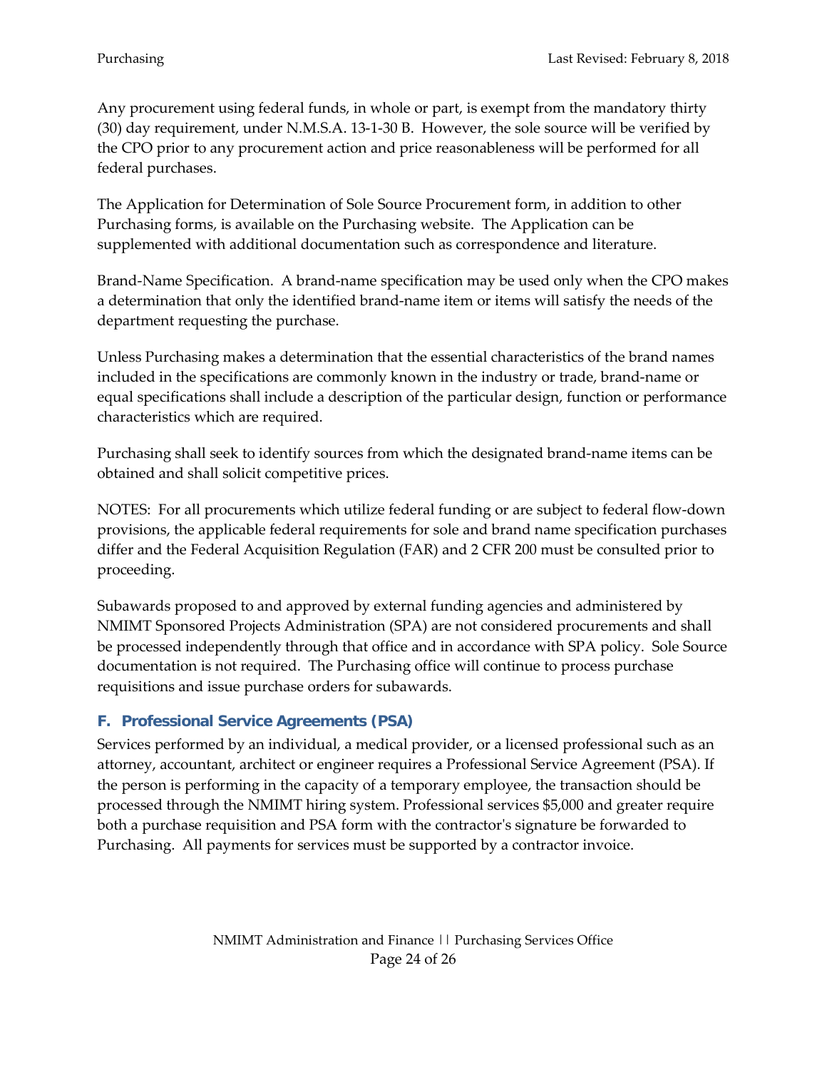Any procurement using federal funds, in whole or part, is exempt from the mandatory thirty (30) day requirement, under N.M.S.A. 13-1-30 B. However, the sole source will be verified by the CPO prior to any procurement action and price reasonableness will be performed for all federal purchases.

The Application for Determination of Sole Source Procurement form, in addition to other Purchasing forms, is available on the Purchasing website. The Application can be supplemented with additional documentation such as correspondence and literature.

Brand-Name Specification. A brand-name specification may be used only when the CPO makes a determination that only the identified brand-name item or items will satisfy the needs of the department requesting the purchase.

Unless Purchasing makes a determination that the essential characteristics of the brand names included in the specifications are commonly known in the industry or trade, brand-name or equal specifications shall include a description of the particular design, function or performance characteristics which are required.

Purchasing shall seek to identify sources from which the designated brand-name items can be obtained and shall solicit competitive prices.

NOTES: For all procurements which utilize federal funding or are subject to federal flow-down provisions, the applicable federal requirements for sole and brand name specification purchases differ and the Federal Acquisition Regulation (FAR) and 2 CFR 200 must be consulted prior to proceeding.

Subawards proposed to and approved by external funding agencies and administered by NMIMT Sponsored Projects Administration (SPA) are not considered procurements and shall be processed independently through that office and in accordance with SPA policy. Sole Source documentation is not required. The Purchasing office will continue to process purchase requisitions and issue purchase orders for subawards.

### F. Professional Service Agreements (PSA)

Services performed by an individual, a medical provider, or a licensed professional such as an attorney, accountant, architect or engineer requires a Professional Service Agreement (PSA). If the person is performing in the capacity of a temporary employee, the transaction should be processed through the NMIMT hiring system. Professional services $5,000 and greater require both a purchase requisition and PSA form with the contractor's signature be forwarded to Purchasing. All payments for services must be supported by a contractor invoice.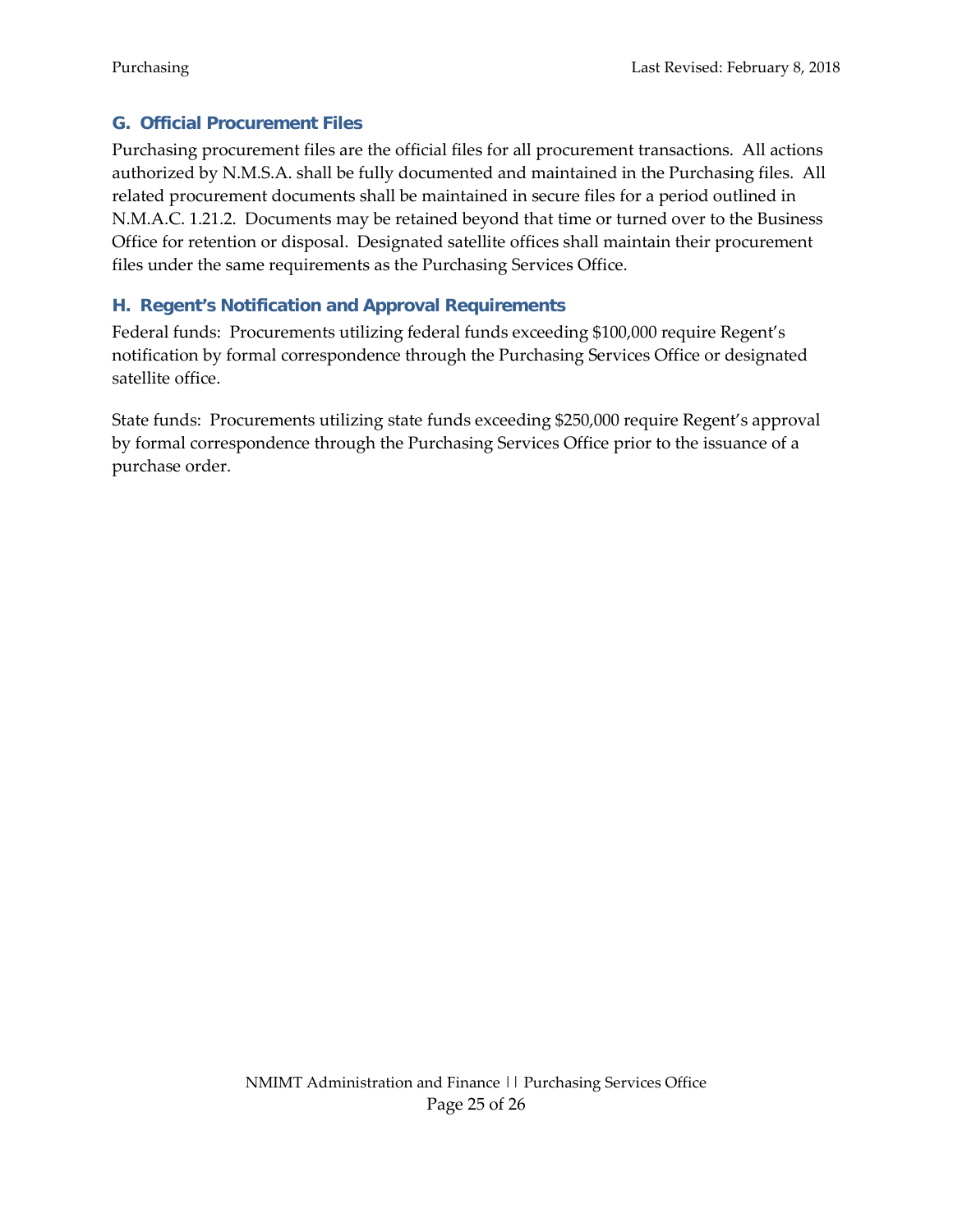## G. Official Procurement Files

Purchasing procurement files are the official files for all procurement transactions. All actions authorized by N.M.S.A. shall be fully documented and maintained in the Purchasing files. All related procurement documents shall be maintained in secure files for a period outlined in N.M.A.C. 1.21.2. Documents may be retained beyond that time or turned over to the Business Office for retention or disposal. Designated satellite offices shall maintain their procurement files under the same requirements as the Purchasing Services Office.

## H. Regent's Notification and Approval Requirements

Federal funds: Procurements utilizing federal funds exceeding $100,000 require Regent's notification by formal correspondence through the Purchasing Services Office or designated satellite office.

State funds: Procurements utilizing state funds exceeding $250,000 require Regent's approval by formal correspondence through the Purchasing Services Office prior to the issuance of a purchase order.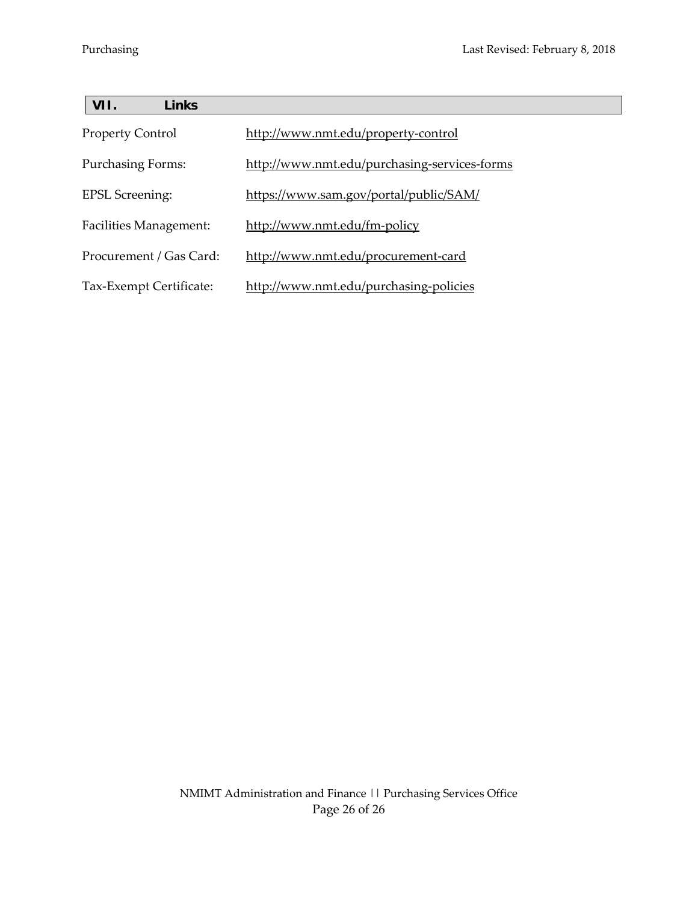## VII. Links

| | |
|---|---|
| Property Control | http://www.nmt.edu/property-control |
| Purchasing Forms: | http://www.nmt.edu/purchasing-services-forms |
| EPSL Screening: | https://www.sam.gov/portal/public/SAM/ |
| Facilities Management: | http://www.nmt.edu/fm-policy |
| Procurement / Gas Card: | http://www.nmt.edu/procurement-card |
| Tax-Exempt Certificate: | http://www.nmt.edu/purchasing-policies |